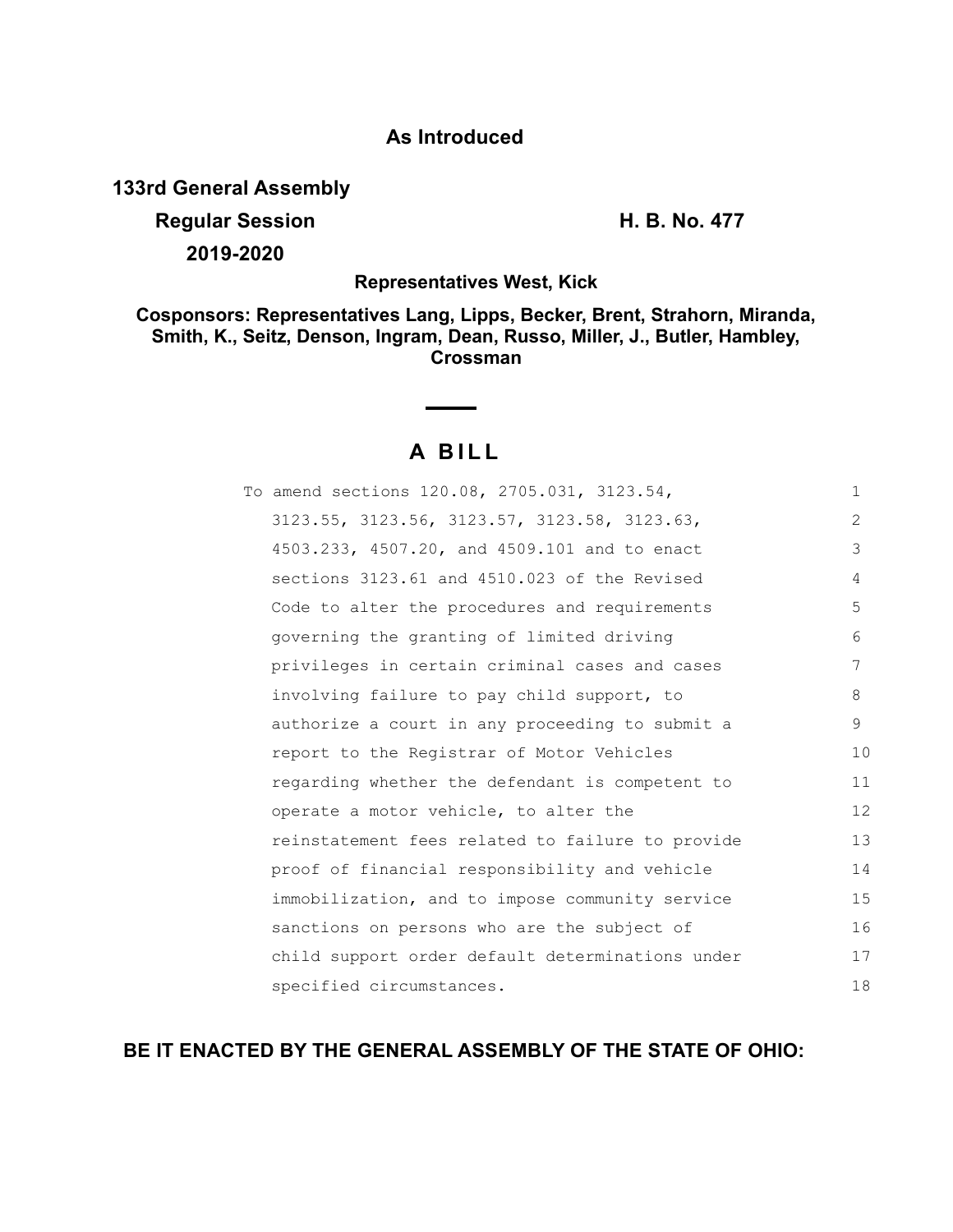**As Introduced**

**133rd General Assembly**

**Regular Session** **H. B. No. 477**

**2019-2020**

**Representatives West, Kick**

**Cosponsors: Representatives Lang, Lipps, Becker, Brent, Strahorn, Miranda, Smith, K., Seitz, Denson, Ingram, Dean, Russo, Miller, J., Butler, Hambley, Crossman**

# A BILL

To amend sections 120.08, 2705.031, 3123.54, 3123.55, 3123.56, 3123.57, 3123.58, 3123.63, 4503.233, 4507.20, and 4509.101 and to enact sections 3123.61 and 4510.023 of the Revised Code to alter the procedures and requirements governing the granting of limited driving privileges in certain criminal cases and cases involving failure to pay child support, to authorize a court in any proceeding to submit a report to the Registrar of Motor Vehicles regarding whether the defendant is competent to operate a motor vehicle, to alter the reinstatement fees related to failure to provide proof of financial responsibility and vehicle immobilization, and to impose community service sanctions on persons who are the subject of child support order default determinations under specified circumstances.

**BE IT ENACTED BY THE GENERAL ASSEMBLY OF THE STATE OF OHIO:**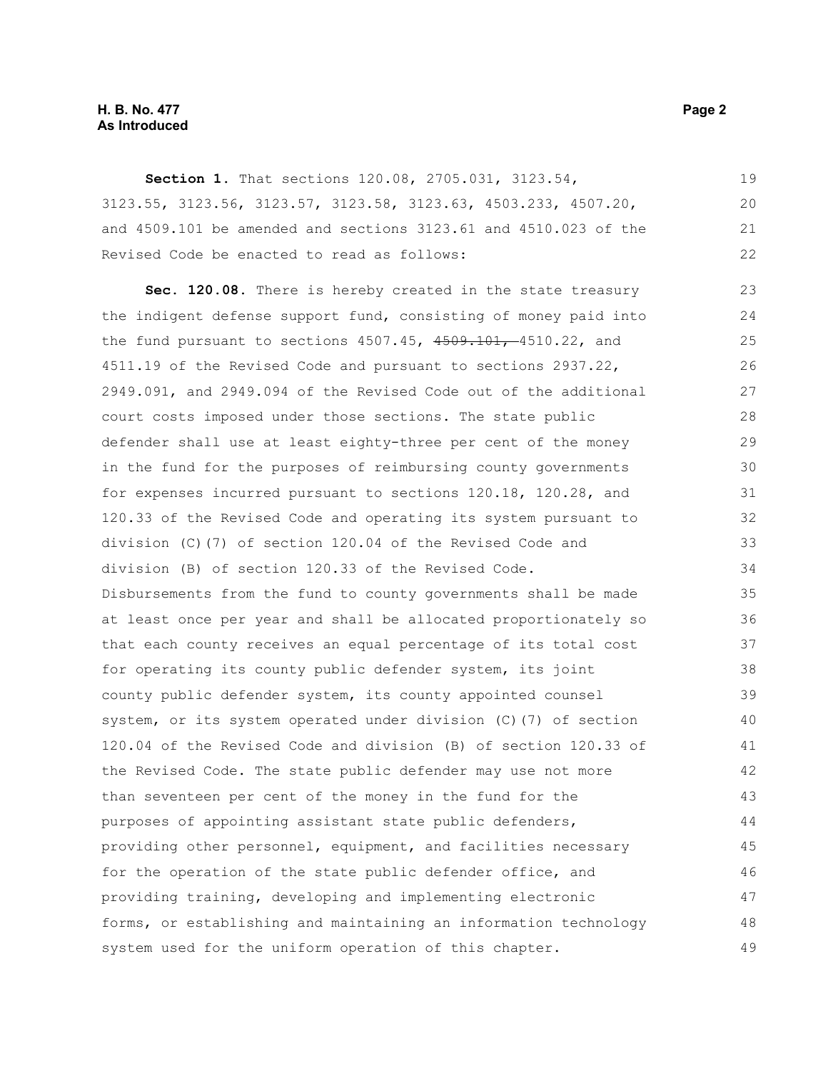**Section 1.** That sections 120.08, 2705.031, 3123.54, 3123.55, 3123.56, 3123.57, 3123.58, 3123.63, 4503.233, 4507.20, and 4509.101 be amended and sections 3123.61 and 4510.023 of the Revised Code be enacted to read as follows:

**Sec. 120.08.** There is hereby created in the state treasury the indigent defense support fund, consisting of money paid into the fund pursuant to sections 4507.45, ~~4509.101,~~ 4510.22, and 4511.19 of the Revised Code and pursuant to sections 2937.22, 2949.091, and 2949.094 of the Revised Code out of the additional court costs imposed under those sections. The state public defender shall use at least eighty-three per cent of the money in the fund for the purposes of reimbursing county governments for expenses incurred pursuant to sections 120.18, 120.28, and 120.33 of the Revised Code and operating its system pursuant to division (C)(7) of section 120.04 of the Revised Code and division (B) of section 120.33 of the Revised Code. Disbursements from the fund to county governments shall be made at least once per year and shall be allocated proportionately so that each county receives an equal percentage of its total cost for operating its county public defender system, its joint county public defender system, its county appointed counsel system, or its system operated under division (C)(7) of section 120.04 of the Revised Code and division (B) of section 120.33 of the Revised Code. The state public defender may use not more than seventeen per cent of the money in the fund for the purposes of appointing assistant state public defenders, providing other personnel, equipment, and facilities necessary for the operation of the state public defender office, and providing training, developing and implementing electronic forms, or establishing and maintaining an information technology system used for the uniform operation of this chapter.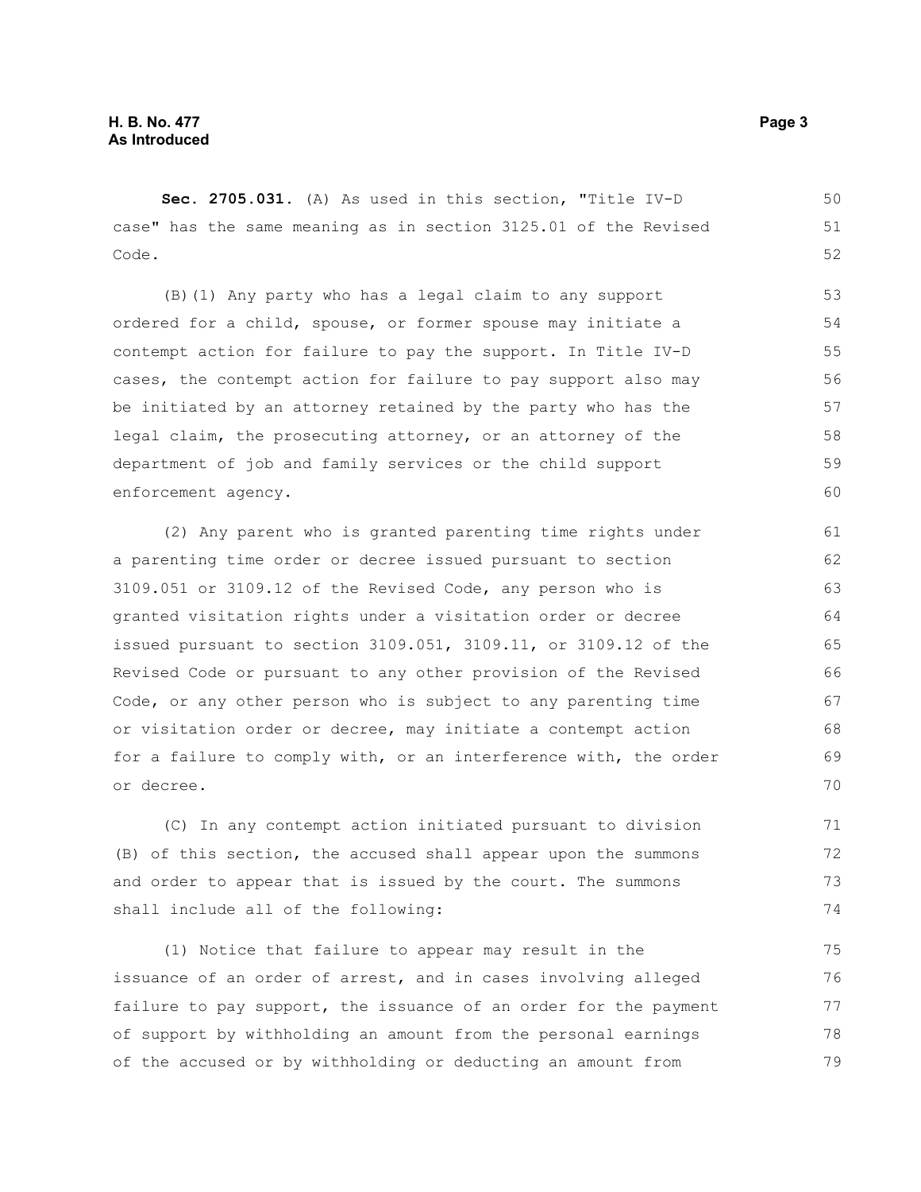**Sec. 2705.031.** (A) As used in this section, "Title IV-D case" has the same meaning as in section 3125.01 of the Revised Code.

(B)(1) Any party who has a legal claim to any support ordered for a child, spouse, or former spouse may initiate a contempt action for failure to pay the support. In Title IV-D cases, the contempt action for failure to pay support also may be initiated by an attorney retained by the party who has the legal claim, the prosecuting attorney, or an attorney of the department of job and family services or the child support enforcement agency.

(2) Any parent who is granted parenting time rights under a parenting time order or decree issued pursuant to section 3109.051 or 3109.12 of the Revised Code, any person who is granted visitation rights under a visitation order or decree issued pursuant to section 3109.051, 3109.11, or 3109.12 of the Revised Code or pursuant to any other provision of the Revised Code, or any other person who is subject to any parenting time or visitation order or decree, may initiate a contempt action for a failure to comply with, or an interference with, the order or decree.

(C) In any contempt action initiated pursuant to division (B) of this section, the accused shall appear upon the summons and order to appear that is issued by the court. The summons shall include all of the following:

(1) Notice that failure to appear may result in the issuance of an order of arrest, and in cases involving alleged failure to pay support, the issuance of an order for the payment of support by withholding an amount from the personal earnings of the accused or by withholding or deducting an amount from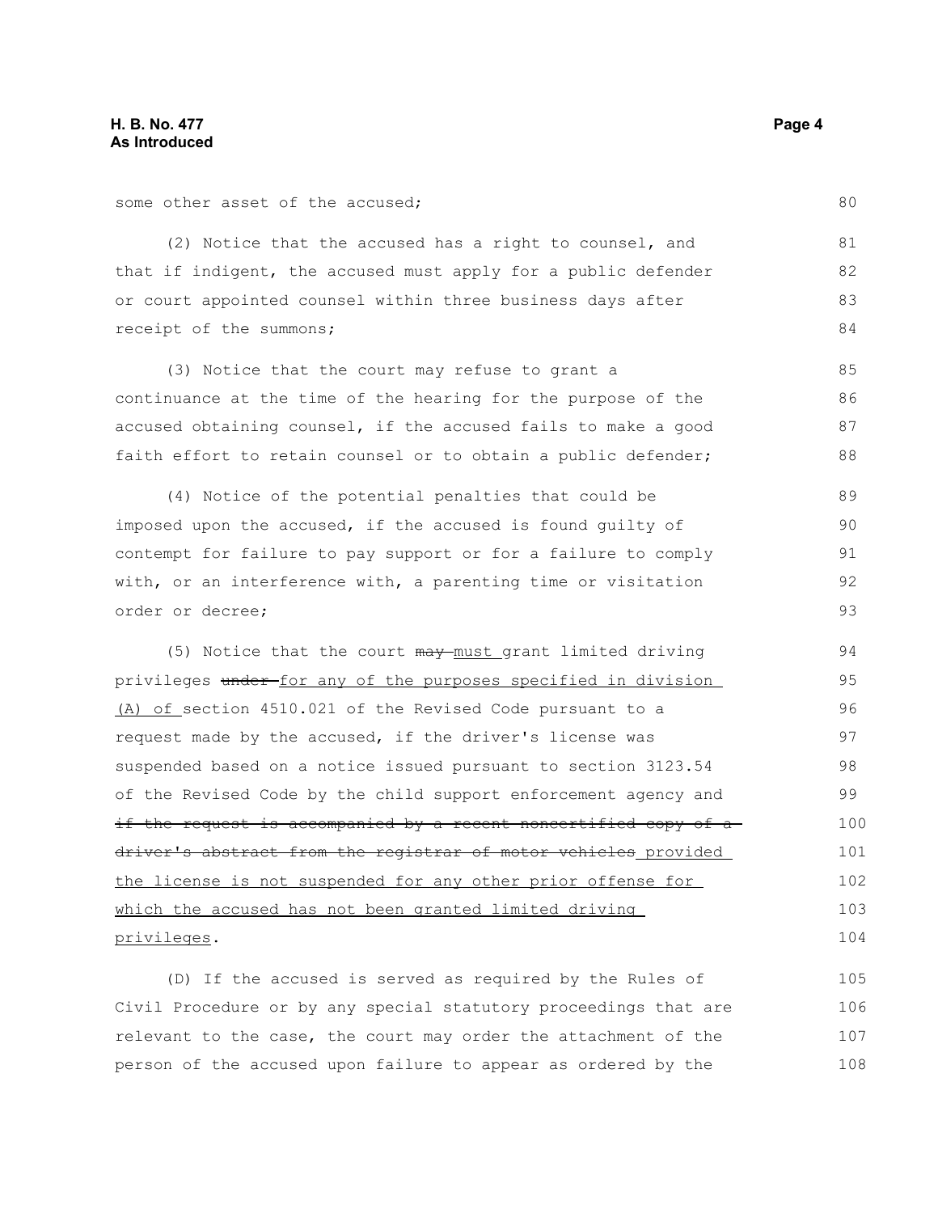some other asset of the accused;

(2) Notice that the accused has a right to counsel, and that if indigent, the accused must apply for a public defender or court appointed counsel within three business days after receipt of the summons;

(3) Notice that the court may refuse to grant a continuance at the time of the hearing for the purpose of the accused obtaining counsel, if the accused fails to make a good faith effort to retain counsel or to obtain a public defender;

(4) Notice of the potential penalties that could be imposed upon the accused, if the accused is found guilty of contempt for failure to pay support or for a failure to comply with, or an interference with, a parenting time or visitation order or decree;

(5) Notice that the court ~~may~~ <u>must</u> grant limited driving privileges ~~under~~ <u>for any of the purposes specified in division (A) of</u> section 4510.021 of the Revised Code pursuant to a request made by the accused, if the driver's license was suspended based on a notice issued pursuant to section 3123.54 of the Revised Code by the child support enforcement agency and ~~if the request is accompanied by a recent noncertified copy of a driver's abstract from the registrar of motor vehicles~~ <u>provided the license is not suspended for any other prior offense for which the accused has not been granted limited driving privileges</u>.

(D) If the accused is served as required by the Rules of Civil Procedure or by any special statutory proceedings that are relevant to the case, the court may order the attachment of the person of the accused upon failure to appear as ordered by the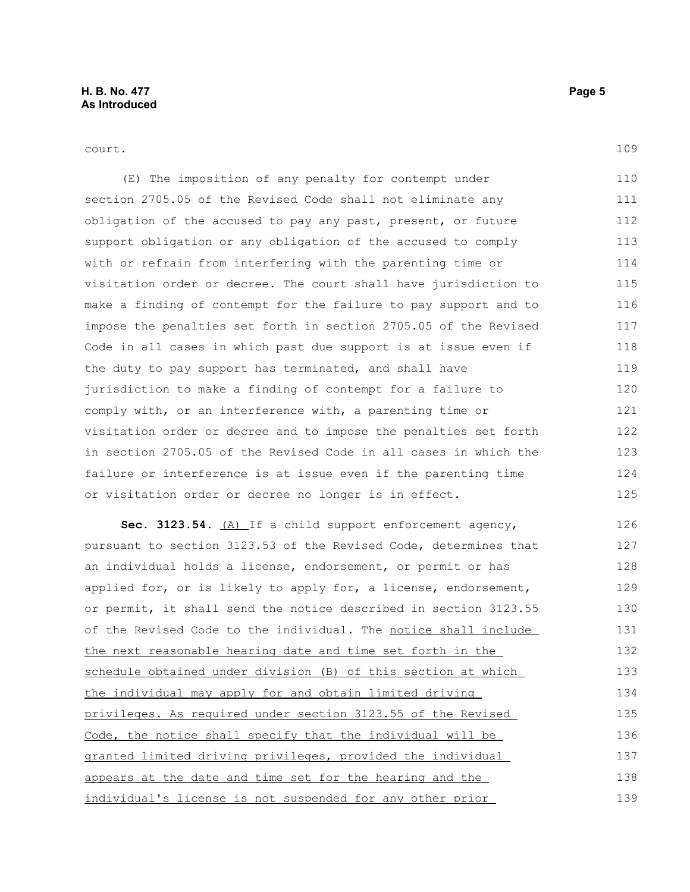court.

(E) The imposition of any penalty for contempt under section 2705.05 of the Revised Code shall not eliminate any obligation of the accused to pay any past, present, or future support obligation or any obligation of the accused to comply with or refrain from interfering with the parenting time or visitation order or decree. The court shall have jurisdiction to make a finding of contempt for the failure to pay support and to impose the penalties set forth in section 2705.05 of the Revised Code in all cases in which past due support is at issue even if the duty to pay support has terminated, and shall have jurisdiction to make a finding of contempt for a failure to comply with, or an interference with, a parenting time or visitation order or decree and to impose the penalties set forth in section 2705.05 of the Revised Code in all cases in which the failure or interference is at issue even if the parenting time or visitation order or decree no longer is in effect.

**Sec. 3123.54.** <u>(A)</u> If a child support enforcement agency, pursuant to section 3123.53 of the Revised Code, determines that an individual holds a license, endorsement, or permit or has applied for, or is likely to apply for, a license, endorsement, or permit, it shall send the notice described in section 3123.55 of the Revised Code to the individual. The <u>notice shall include the next reasonable hearing date and time set forth in the schedule obtained under division (B) of this section at which the individual may apply for and obtain limited driving privileges. As required under section 3123.55 of the Revised Code, the notice shall specify that the individual will be granted limited driving privileges, provided the individual appears at the date and time set for the hearing and the individual's license is not suspended for any other prior</u>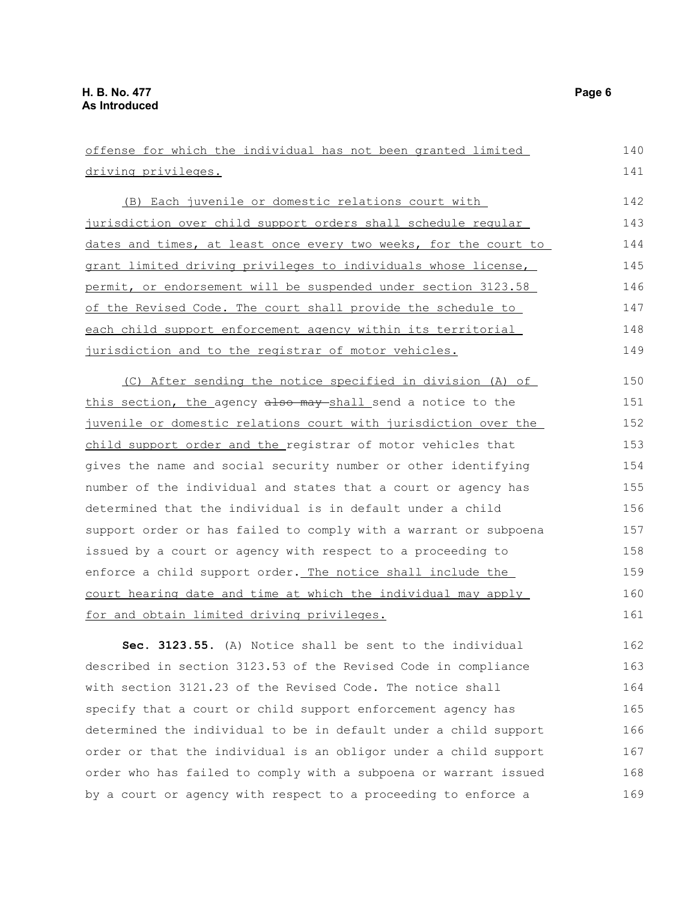offense for which the individual has not been granted limited driving privileges.

(B) Each juvenile or domestic relations court with jurisdiction over child support orders shall schedule regular dates and times, at least once every two weeks, for the court to grant limited driving privileges to individuals whose license, permit, or endorsement will be suspended under section 3123.58 of the Revised Code. The court shall provide the schedule to each child support enforcement agency within its territorial jurisdiction and to the registrar of motor vehicles.

(C) After sending the notice specified in division (A) of this section, the agency ~~also may~~ shall send a notice to the juvenile or domestic relations court with jurisdiction over the child support order and the registrar of motor vehicles that gives the name and social security number or other identifying number of the individual and states that a court or agency has determined that the individual is in default under a child support order or has failed to comply with a warrant or subpoena issued by a court or agency with respect to a proceeding to enforce a child support order. The notice shall include the court hearing date and time at which the individual may apply for and obtain limited driving privileges.

**Sec. 3123.55.** (A) Notice shall be sent to the individual described in section 3123.53 of the Revised Code in compliance with section 3121.23 of the Revised Code. The notice shall specify that a court or child support enforcement agency has determined the individual to be in default under a child support order or that the individual is an obligor under a child support order who has failed to comply with a subpoena or warrant issued by a court or agency with respect to a proceeding to enforce a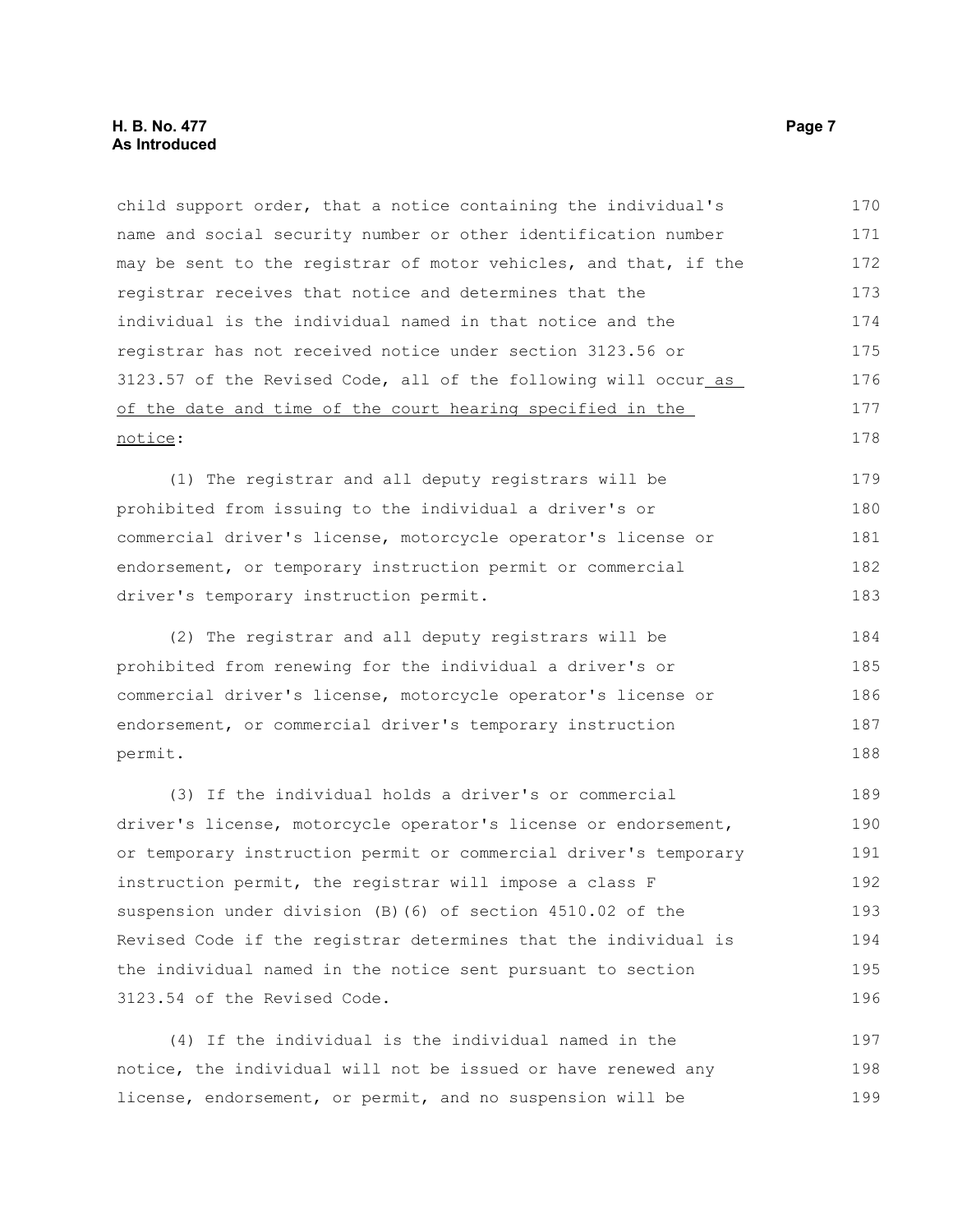child support order, that a notice containing the individual's name and social security number or other identification number may be sent to the registrar of motor vehicles, and that, if the registrar receives that notice and determines that the individual is the individual named in that notice and the registrar has not received notice under section 3123.56 or 3123.57 of the Revised Code, all of the following will occur <u>as of the date and time of the court hearing specified in the notice</u>:

(1) The registrar and all deputy registrars will be prohibited from issuing to the individual a driver's or commercial driver's license, motorcycle operator's license or endorsement, or temporary instruction permit or commercial driver's temporary instruction permit.

(2) The registrar and all deputy registrars will be prohibited from renewing for the individual a driver's or commercial driver's license, motorcycle operator's license or endorsement, or commercial driver's temporary instruction permit.

(3) If the individual holds a driver's or commercial driver's license, motorcycle operator's license or endorsement, or temporary instruction permit or commercial driver's temporary instruction permit, the registrar will impose a class F suspension under division (B)(6) of section 4510.02 of the Revised Code if the registrar determines that the individual is the individual named in the notice sent pursuant to section 3123.54 of the Revised Code.

(4) If the individual is the individual named in the notice, the individual will not be issued or have renewed any license, endorsement, or permit, and no suspension will be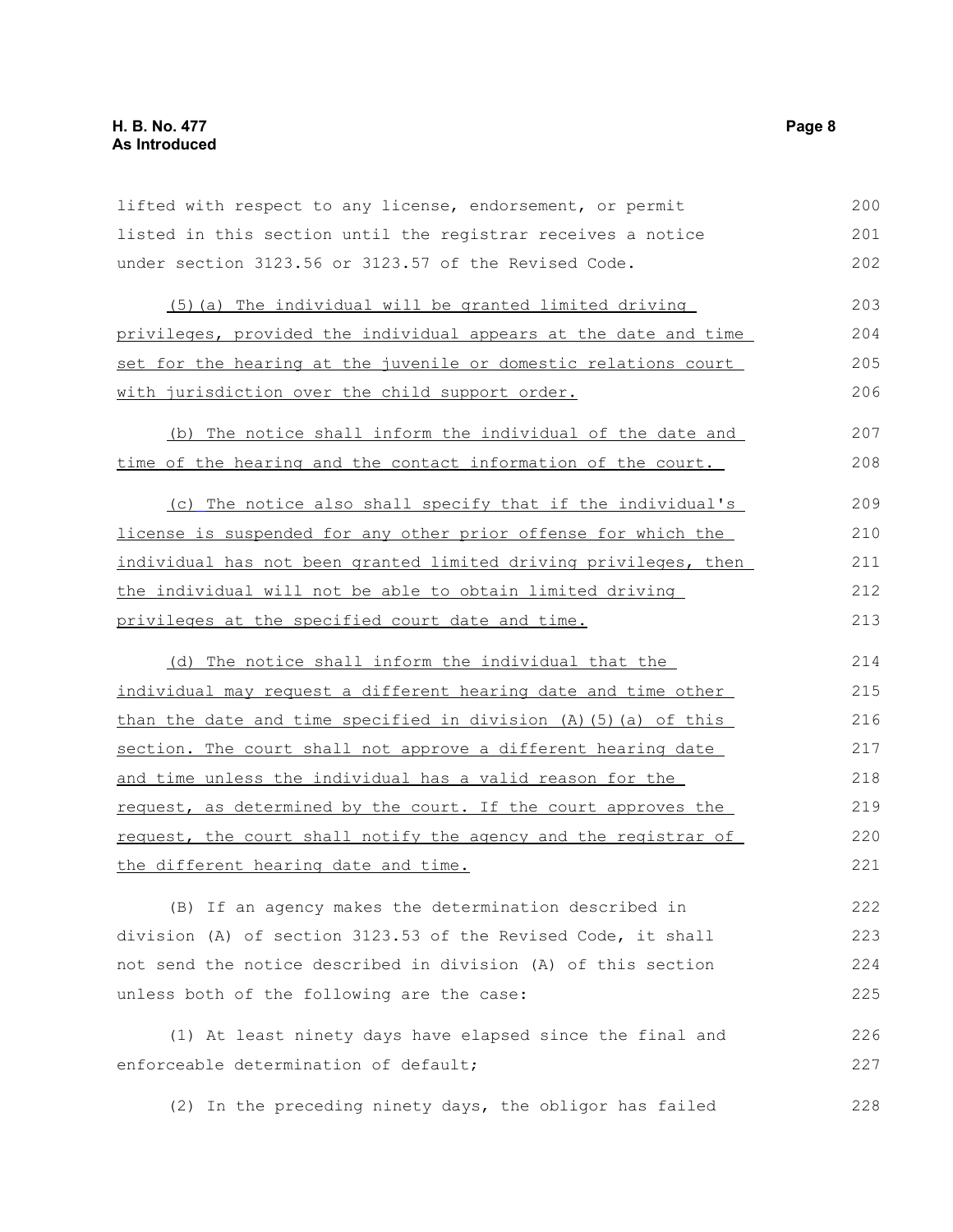lifted with respect to any license, endorsement, or permit listed in this section until the registrar receives a notice under section 3123.56 or 3123.57 of the Revised Code.

(5)(a) The individual will be granted limited driving privileges, provided the individual appears at the date and time set for the hearing at the juvenile or domestic relations court with jurisdiction over the child support order.

(b) The notice shall inform the individual of the date and time of the hearing and the contact information of the court.

(c) The notice also shall specify that if the individual's license is suspended for any other prior offense for which the individual has not been granted limited driving privileges, then the individual will not be able to obtain limited driving privileges at the specified court date and time.

(d) The notice shall inform the individual that the individual may request a different hearing date and time other than the date and time specified in division (A)(5)(a) of this section. The court shall not approve a different hearing date and time unless the individual has a valid reason for the request, as determined by the court. If the court approves the request, the court shall notify the agency and the registrar of the different hearing date and time.

(B) If an agency makes the determination described in division (A) of section 3123.53 of the Revised Code, it shall not send the notice described in division (A) of this section unless both of the following are the case:

(1) At least ninety days have elapsed since the final and enforceable determination of default;

(2) In the preceding ninety days, the obligor has failed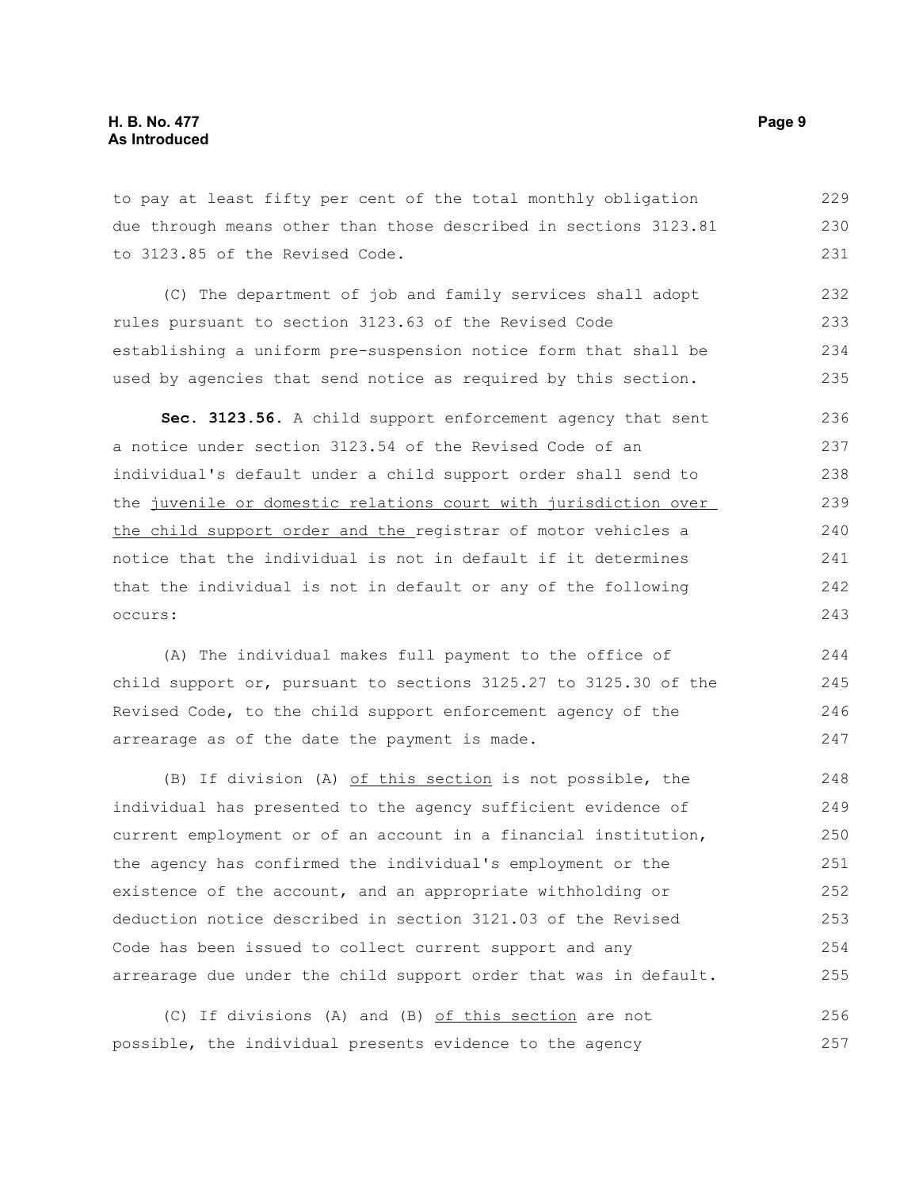to pay at least fifty per cent of the total monthly obligation due through means other than those described in sections 3123.81 to 3123.85 of the Revised Code.

(C) The department of job and family services shall adopt rules pursuant to section 3123.63 of the Revised Code establishing a uniform pre-suspension notice form that shall be used by agencies that send notice as required by this section.

**Sec. 3123.56.** A child support enforcement agency that sent a notice under section 3123.54 of the Revised Code of an individual's default under a child support order shall send to the juvenile or domestic relations court with jurisdiction over the child support order and the registrar of motor vehicles a notice that the individual is not in default if it determines that the individual is not in default or any of the following occurs:

(A) The individual makes full payment to the office of child support or, pursuant to sections 3125.27 to 3125.30 of the Revised Code, to the child support enforcement agency of the arrearage as of the date the payment is made.

(B) If division (A) of this section is not possible, the individual has presented to the agency sufficient evidence of current employment or of an account in a financial institution, the agency has confirmed the individual's employment or the existence of the account, and an appropriate withholding or deduction notice described in section 3121.03 of the Revised Code has been issued to collect current support and any arrearage due under the child support order that was in default.

(C) If divisions (A) and (B) of this section are not possible, the individual presents evidence to the agency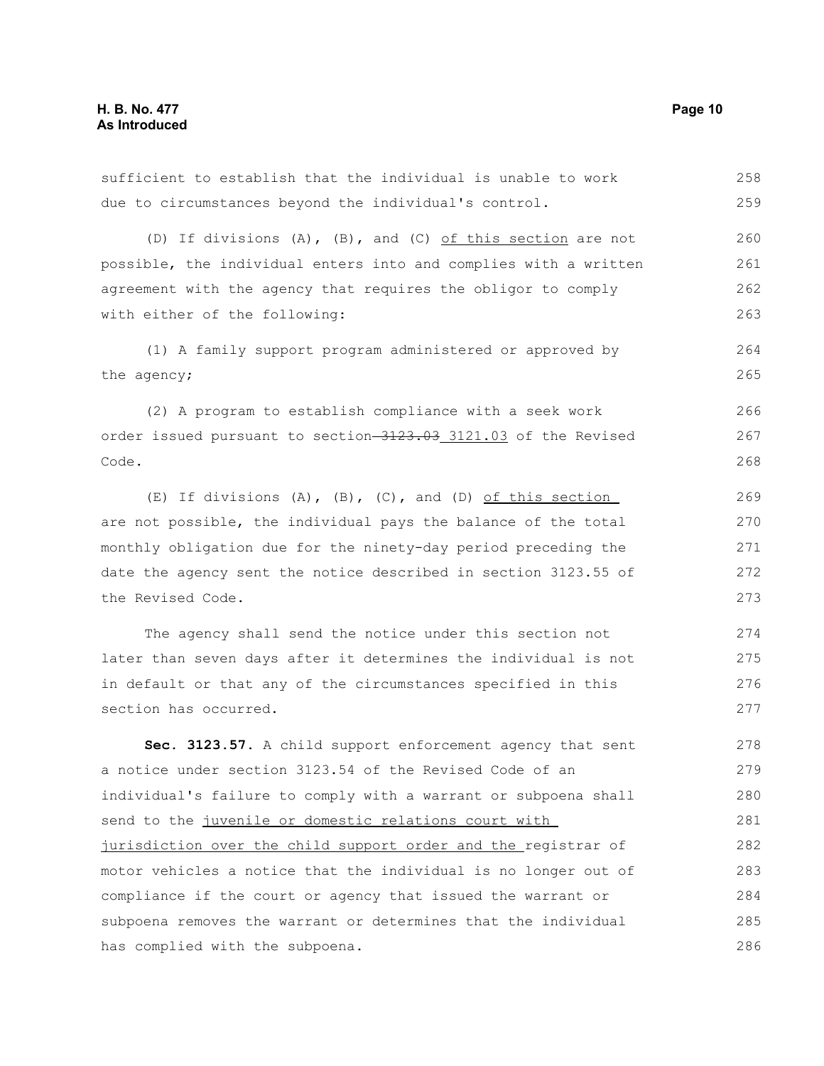sufficient to establish that the individual is unable to work due to circumstances beyond the individual's control.

(D) If divisions (A), (B), and (C) of this section are not possible, the individual enters into and complies with a written agreement with the agency that requires the obligor to comply with either of the following:

(1) A family support program administered or approved by the agency;

(2) A program to establish compliance with a seek work order issued pursuant to section ~~3123.03~~ 3121.03 of the Revised Code.

(E) If divisions (A), (B), (C), and (D) of this section are not possible, the individual pays the balance of the total monthly obligation due for the ninety-day period preceding the date the agency sent the notice described in section 3123.55 of the Revised Code.

The agency shall send the notice under this section not later than seven days after it determines the individual is not in default or that any of the circumstances specified in this section has occurred.

**Sec. 3123.57.** A child support enforcement agency that sent a notice under section 3123.54 of the Revised Code of an individual's failure to comply with a warrant or subpoena shall send to the juvenile or domestic relations court with jurisdiction over the child support order and the registrar of motor vehicles a notice that the individual is no longer out of compliance if the court or agency that issued the warrant or subpoena removes the warrant or determines that the individual has complied with the subpoena.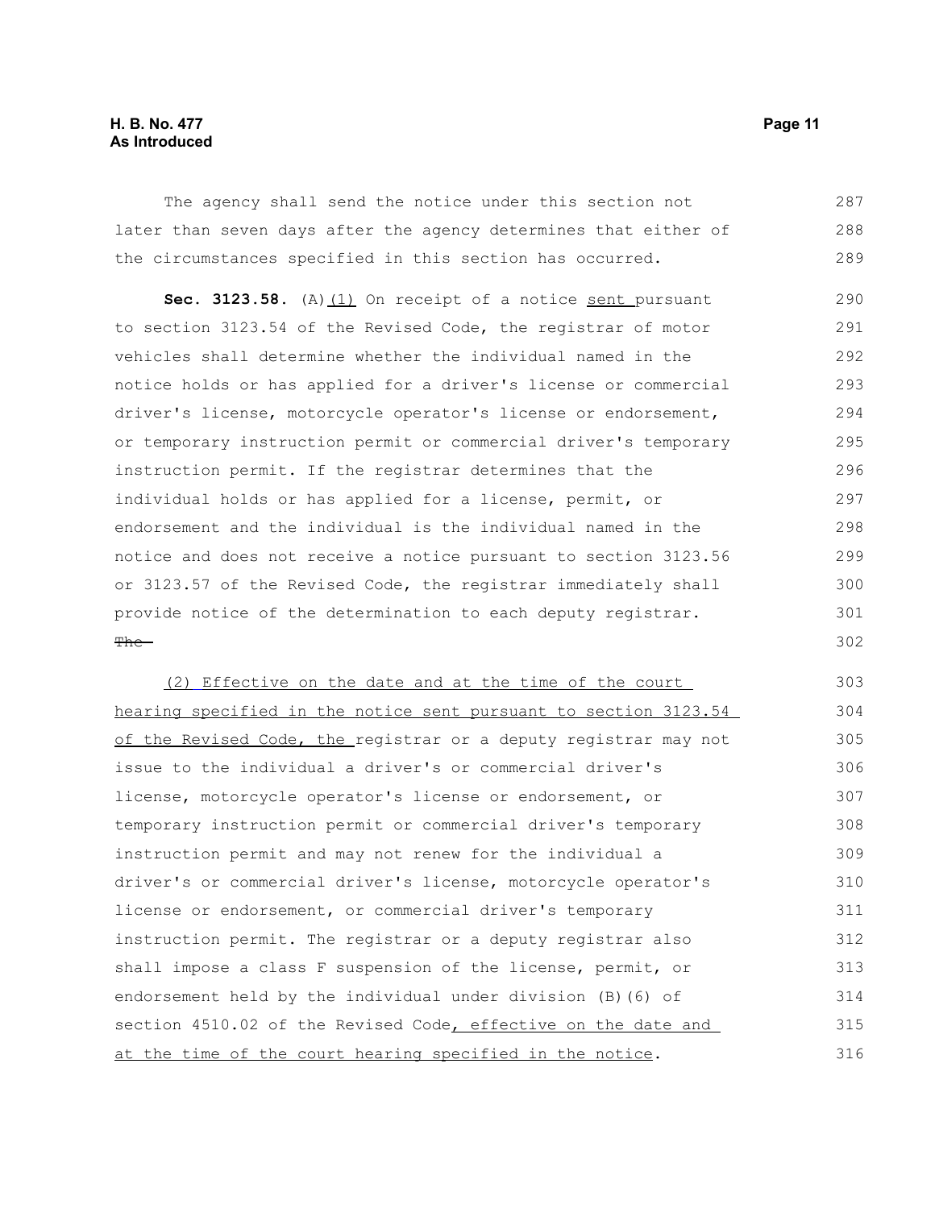The agency shall send the notice under this section not later than seven days after the agency determines that either of the circumstances specified in this section has occurred.

**Sec. 3123.58.** (A)(1) On receipt of a notice sent pursuant to section 3123.54 of the Revised Code, the registrar of motor vehicles shall determine whether the individual named in the notice holds or has applied for a driver's license or commercial driver's license, motorcycle operator's license or endorsement, or temporary instruction permit or commercial driver's temporary instruction permit. If the registrar determines that the individual holds or has applied for a license, permit, or endorsement and the individual is the individual named in the notice and does not receive a notice pursuant to section 3123.56 or 3123.57 of the Revised Code, the registrar immediately shall provide notice of the determination to each deputy registrar. ~~The~~

(2) Effective on the date and at the time of the court hearing specified in the notice sent pursuant to section 3123.54 of the Revised Code, the registrar or a deputy registrar may not issue to the individual a driver's or commercial driver's license, motorcycle operator's license or endorsement, or temporary instruction permit or commercial driver's temporary instruction permit and may not renew for the individual a driver's or commercial driver's license, motorcycle operator's license or endorsement, or commercial driver's temporary instruction permit. The registrar or a deputy registrar also shall impose a class F suspension of the license, permit, or endorsement held by the individual under division (B)(6) of section 4510.02 of the Revised Code, effective on the date and at the time of the court hearing specified in the notice.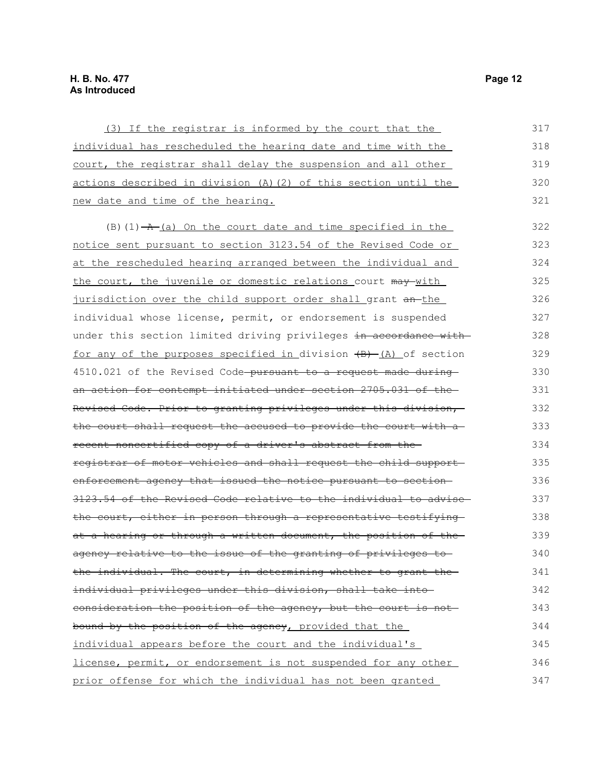(3) If the registrar is informed by the court that the individual has rescheduled the hearing date and time with the court, the registrar shall delay the suspension and all other actions described in division (A)(2) of this section until the new date and time of the hearing.

(B)(1) ~~A~~ (a) On the court date and time specified in the notice sent pursuant to section 3123.54 of the Revised Code or at the rescheduled hearing arranged between the individual and the court, the juvenile or domestic relations court ~~may~~ with jurisdiction over the child support order shall grant ~~an~~ the individual whose license, permit, or endorsement is suspended under this section limited driving privileges ~~in accordance with~~ for any of the purposes specified in division ~~(B)~~ (A) of section 4510.021 of the Revised Code ~~pursuant to a request made during an action for contempt initiated under section 2705.031 of the Revised Code. Prior to granting privileges under this division, the court shall request the accused to provide the court with a recent noncertified copy of a driver's abstract from the registrar of motor vehicles and shall request the child support enforcement agency that issued the notice pursuant to section 3123.54 of the Revised Code relative to the individual to advise the court, either in person through a representative testifying at a hearing or through a written document, the position of the agency relative to the issue of the granting of privileges to the individual. The court, in determining whether to grant the individual privileges under this division, shall take into consideration the position of the agency, but the court is not bound by the position of the agency~~, provided that the individual appears before the court and the individual's license, permit, or endorsement is not suspended for any other prior offense for which the individual has not been granted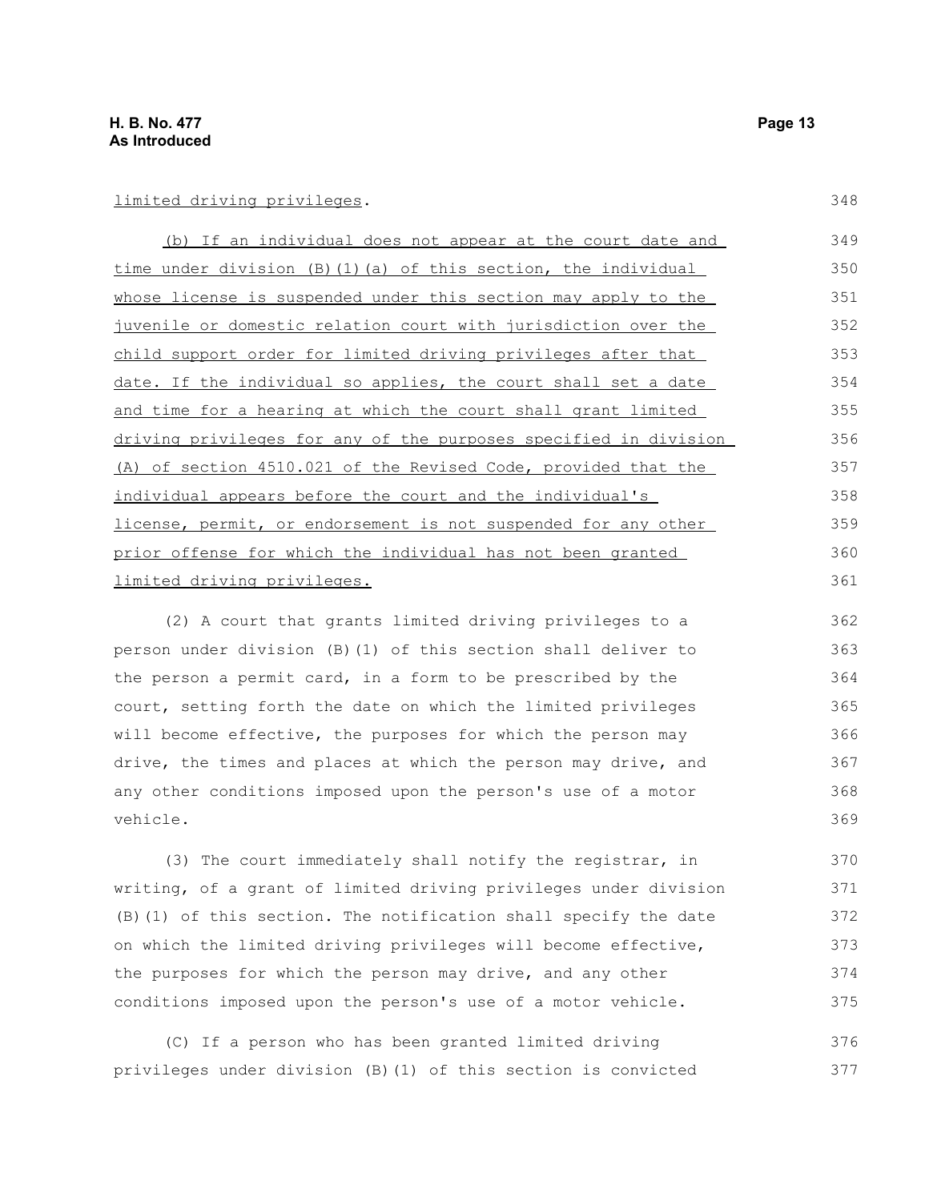limited driving privileges.

(b) If an individual does not appear at the court date and time under division (B)(1)(a) of this section, the individual whose license is suspended under this section may apply to the juvenile or domestic relation court with jurisdiction over the child support order for limited driving privileges after that date. If the individual so applies, the court shall set a date and time for a hearing at which the court shall grant limited driving privileges for any of the purposes specified in division (A) of section 4510.021 of the Revised Code, provided that the individual appears before the court and the individual's license, permit, or endorsement is not suspended for any other prior offense for which the individual has not been granted limited driving privileges.

(2) A court that grants limited driving privileges to a person under division (B)(1) of this section shall deliver to the person a permit card, in a form to be prescribed by the court, setting forth the date on which the limited privileges will become effective, the purposes for which the person may drive, the times and places at which the person may drive, and any other conditions imposed upon the person's use of a motor vehicle.

(3) The court immediately shall notify the registrar, in writing, of a grant of limited driving privileges under division (B)(1) of this section. The notification shall specify the date on which the limited driving privileges will become effective, the purposes for which the person may drive, and any other conditions imposed upon the person's use of a motor vehicle.

(C) If a person who has been granted limited driving privileges under division (B)(1) of this section is convicted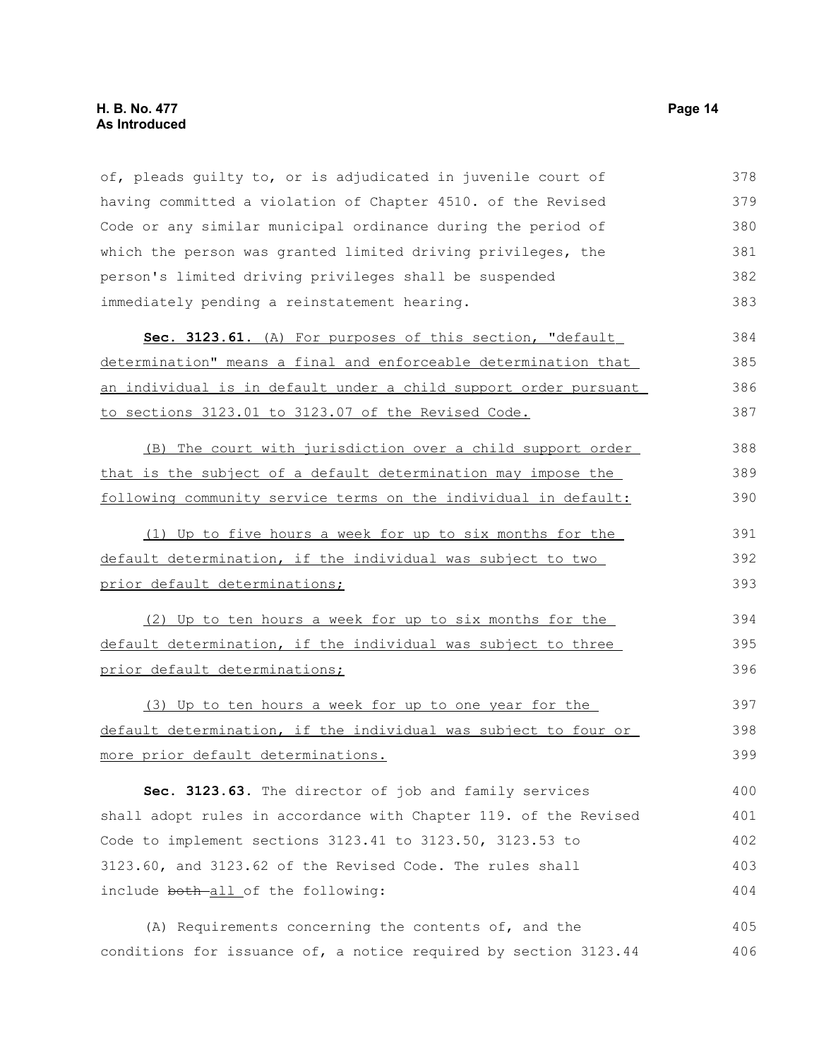of, pleads guilty to, or is adjudicated in juvenile court of having committed a violation of Chapter 4510. of the Revised Code or any similar municipal ordinance during the period of which the person was granted limited driving privileges, the person's limited driving privileges shall be suspended immediately pending a reinstatement hearing.

**Sec. 3123.61.** <u>(A) For purposes of this section, "default determination" means a final and enforceable determination that an individual is in default under a child support order pursuant to sections 3123.01 to 3123.07 of the Revised Code.</u>

<u>(B) The court with jurisdiction over a child support order that is the subject of a default determination may impose the following community service terms on the individual in default:</u>

<u>(1) Up to five hours a week for up to six months for the default determination, if the individual was subject to two prior default determinations;</u>

<u>(2) Up to ten hours a week for up to six months for the default determination, if the individual was subject to three prior default determinations;</u>

<u>(3) Up to ten hours a week for up to one year for the default determination, if the individual was subject to four or more prior default determinations.</u>

**Sec. 3123.63.** The director of job and family services shall adopt rules in accordance with Chapter 119. of the Revised Code to implement sections 3123.41 to 3123.50, 3123.53 to 3123.60, and 3123.62 of the Revised Code. The rules shall include ~~both~~ <u>all</u> of the following:

(A) Requirements concerning the contents of, and the conditions for issuance of, a notice required by section 3123.44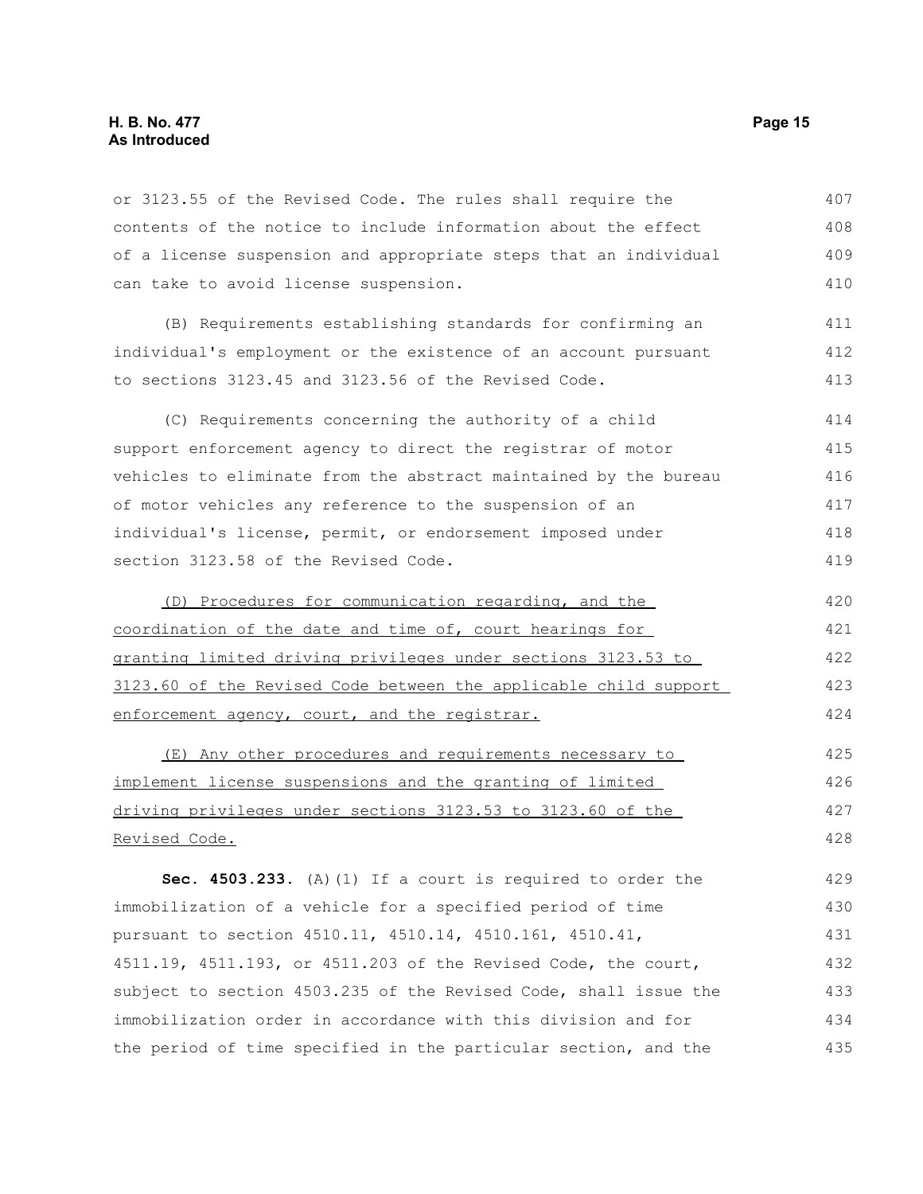or 3123.55 of the Revised Code. The rules shall require the contents of the notice to include information about the effect of a license suspension and appropriate steps that an individual can take to avoid license suspension.

(B) Requirements establishing standards for confirming an individual's employment or the existence of an account pursuant to sections 3123.45 and 3123.56 of the Revised Code.

(C) Requirements concerning the authority of a child support enforcement agency to direct the registrar of motor vehicles to eliminate from the abstract maintained by the bureau of motor vehicles any reference to the suspension of an individual's license, permit, or endorsement imposed under section 3123.58 of the Revised Code.

<u>(D) Procedures for communication regarding, and the coordination of the date and time of, court hearings for granting limited driving privileges under sections 3123.53 to 3123.60 of the Revised Code between the applicable child support enforcement agency, court, and the registrar.</u>

<u>(E) Any other procedures and requirements necessary to implement license suspensions and the granting of limited driving privileges under sections 3123.53 to 3123.60 of the Revised Code.</u>

**Sec. 4503.233.** (A)(1) If a court is required to order the immobilization of a vehicle for a specified period of time pursuant to section 4510.11, 4510.14, 4510.161, 4510.41, 4511.19, 4511.193, or 4511.203 of the Revised Code, the court, subject to section 4503.235 of the Revised Code, shall issue the immobilization order in accordance with this division and for the period of time specified in the particular section, and the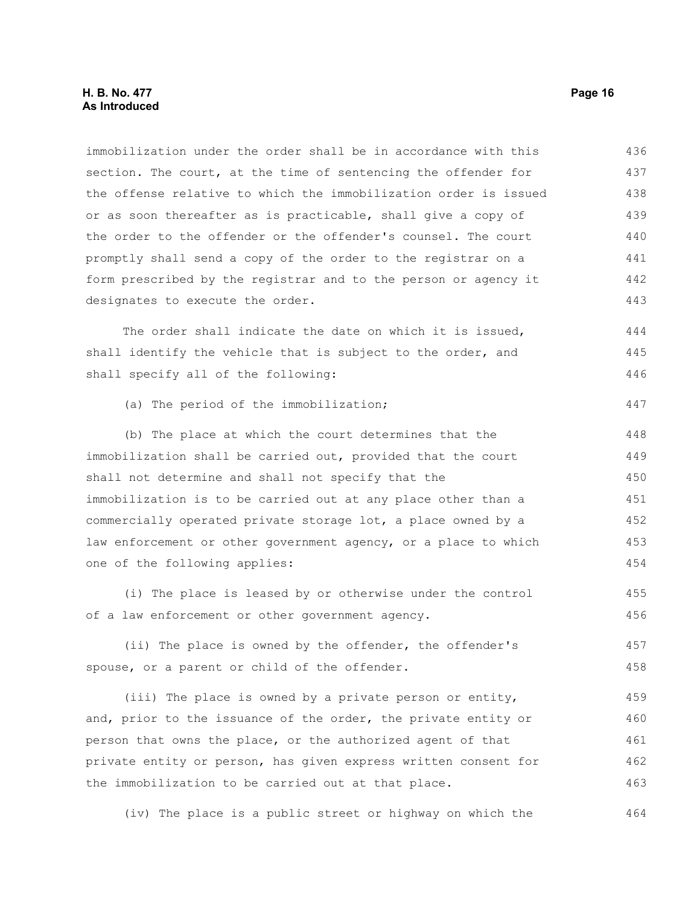immobilization under the order shall be in accordance with this section. The court, at the time of sentencing the offender for the offense relative to which the immobilization order is issued or as soon thereafter as is practicable, shall give a copy of the order to the offender or the offender's counsel. The court promptly shall send a copy of the order to the registrar on a form prescribed by the registrar and to the person or agency it designates to execute the order.

The order shall indicate the date on which it is issued, shall identify the vehicle that is subject to the order, and shall specify all of the following:

(a) The period of the immobilization;

(b) The place at which the court determines that the immobilization shall be carried out, provided that the court shall not determine and shall not specify that the immobilization is to be carried out at any place other than a commercially operated private storage lot, a place owned by a law enforcement or other government agency, or a place to which one of the following applies:

(i) The place is leased by or otherwise under the control of a law enforcement or other government agency.

(ii) The place is owned by the offender, the offender's spouse, or a parent or child of the offender.

(iii) The place is owned by a private person or entity, and, prior to the issuance of the order, the private entity or person that owns the place, or the authorized agent of that private entity or person, has given express written consent for the immobilization to be carried out at that place.

(iv) The place is a public street or highway on which the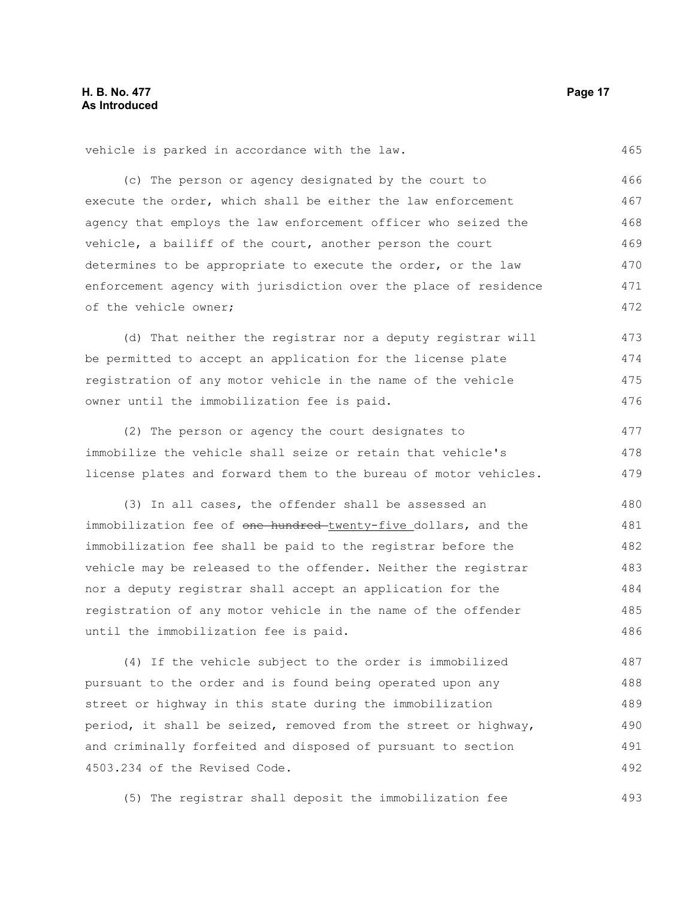vehicle is parked in accordance with the law.

(c) The person or agency designated by the court to execute the order, which shall be either the law enforcement agency that employs the law enforcement officer who seized the vehicle, a bailiff of the court, another person the court determines to be appropriate to execute the order, or the law enforcement agency with jurisdiction over the place of residence of the vehicle owner;

(d) That neither the registrar nor a deputy registrar will be permitted to accept an application for the license plate registration of any motor vehicle in the name of the vehicle owner until the immobilization fee is paid.

(2) The person or agency the court designates to immobilize the vehicle shall seize or retain that vehicle's license plates and forward them to the bureau of motor vehicles.

(3) In all cases, the offender shall be assessed an immobilization fee of ~~one hundred~~ twenty-five dollars, and the immobilization fee shall be paid to the registrar before the vehicle may be released to the offender. Neither the registrar nor a deputy registrar shall accept an application for the registration of any motor vehicle in the name of the offender until the immobilization fee is paid.

(4) If the vehicle subject to the order is immobilized pursuant to the order and is found being operated upon any street or highway in this state during the immobilization period, it shall be seized, removed from the street or highway, and criminally forfeited and disposed of pursuant to section 4503.234 of the Revised Code.

(5) The registrar shall deposit the immobilization fee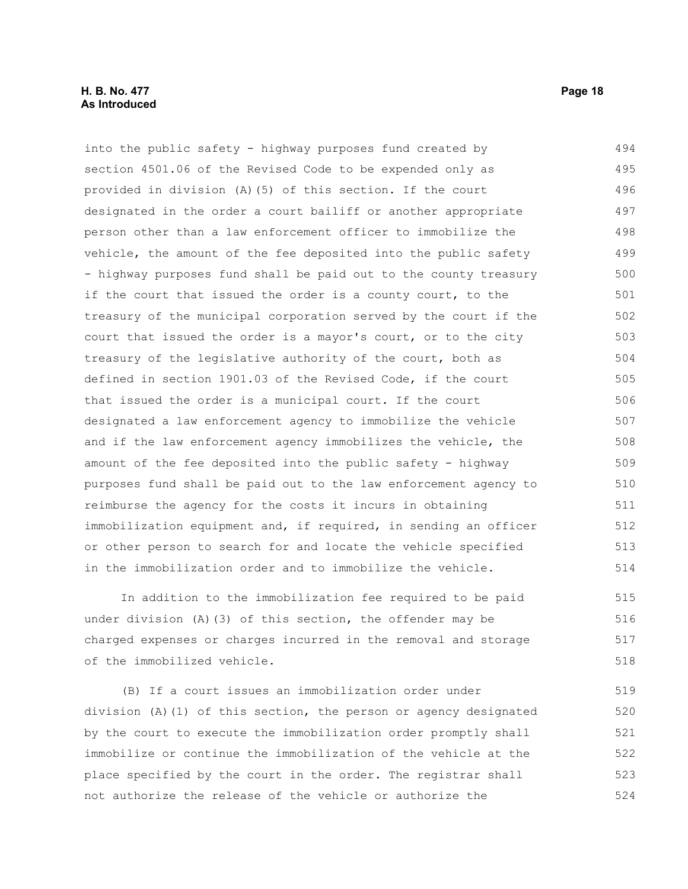into the public safety - highway purposes fund created by section 4501.06 of the Revised Code to be expended only as provided in division (A)(5) of this section. If the court designated in the order a court bailiff or another appropriate person other than a law enforcement officer to immobilize the vehicle, the amount of the fee deposited into the public safety - highway purposes fund shall be paid out to the county treasury if the court that issued the order is a county court, to the treasury of the municipal corporation served by the court if the court that issued the order is a mayor's court, or to the city treasury of the legislative authority of the court, both as defined in section 1901.03 of the Revised Code, if the court that issued the order is a municipal court. If the court designated a law enforcement agency to immobilize the vehicle and if the law enforcement agency immobilizes the vehicle, the amount of the fee deposited into the public safety - highway purposes fund shall be paid out to the law enforcement agency to reimburse the agency for the costs it incurs in obtaining immobilization equipment and, if required, in sending an officer or other person to search for and locate the vehicle specified in the immobilization order and to immobilize the vehicle.

In addition to the immobilization fee required to be paid under division (A)(3) of this section, the offender may be charged expenses or charges incurred in the removal and storage of the immobilized vehicle.

(B) If a court issues an immobilization order under division (A)(1) of this section, the person or agency designated by the court to execute the immobilization order promptly shall immobilize or continue the immobilization of the vehicle at the place specified by the court in the order. The registrar shall not authorize the release of the vehicle or authorize the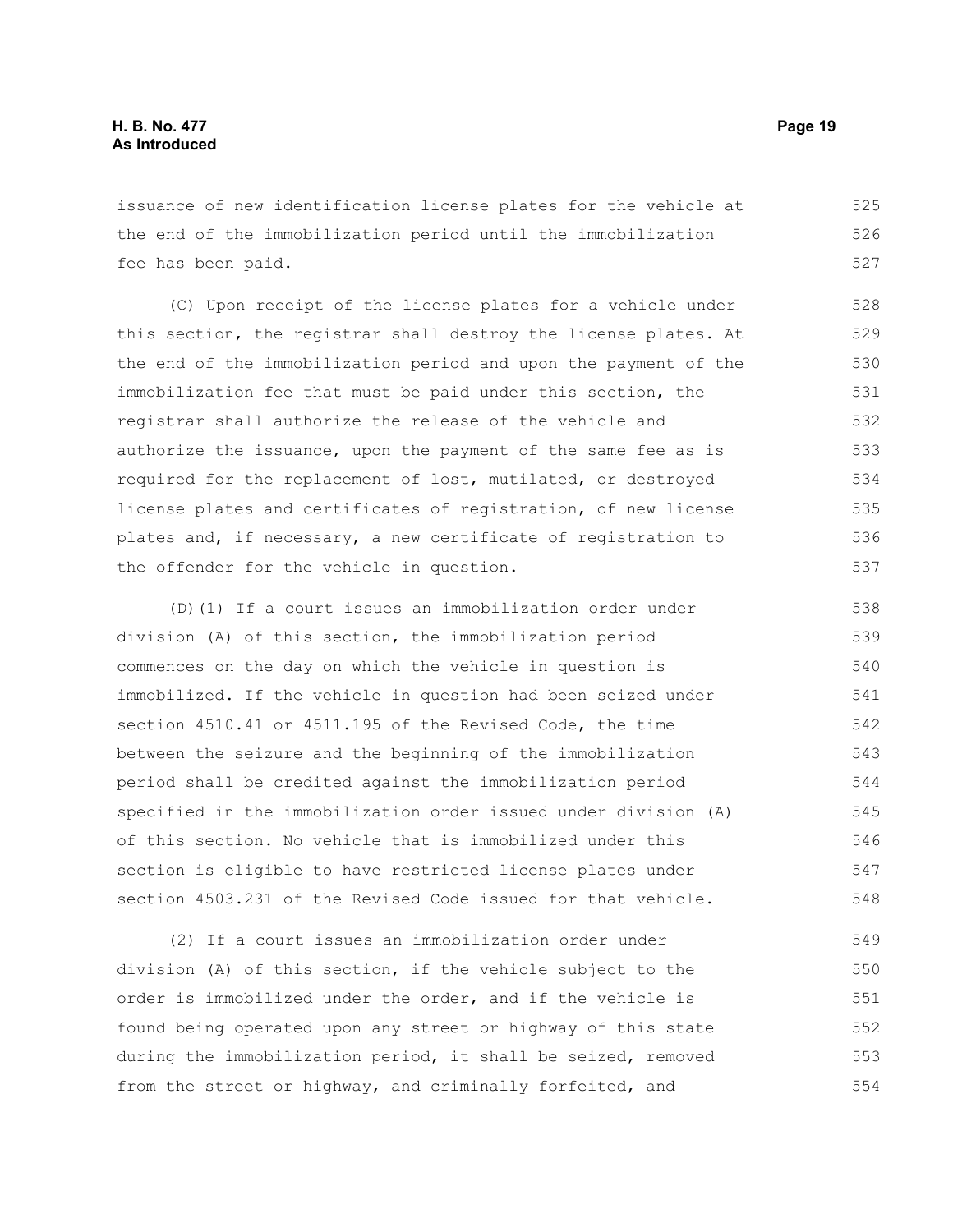issuance of new identification license plates for the vehicle at the end of the immobilization period until the immobilization fee has been paid.

(C) Upon receipt of the license plates for a vehicle under this section, the registrar shall destroy the license plates. At the end of the immobilization period and upon the payment of the immobilization fee that must be paid under this section, the registrar shall authorize the release of the vehicle and authorize the issuance, upon the payment of the same fee as is required for the replacement of lost, mutilated, or destroyed license plates and certificates of registration, of new license plates and, if necessary, a new certificate of registration to the offender for the vehicle in question.

(D)(1) If a court issues an immobilization order under division (A) of this section, the immobilization period commences on the day on which the vehicle in question is immobilized. If the vehicle in question had been seized under section 4510.41 or 4511.195 of the Revised Code, the time between the seizure and the beginning of the immobilization period shall be credited against the immobilization period specified in the immobilization order issued under division (A) of this section. No vehicle that is immobilized under this section is eligible to have restricted license plates under section 4503.231 of the Revised Code issued for that vehicle.

(2) If a court issues an immobilization order under division (A) of this section, if the vehicle subject to the order is immobilized under the order, and if the vehicle is found being operated upon any street or highway of this state during the immobilization period, it shall be seized, removed from the street or highway, and criminally forfeited, and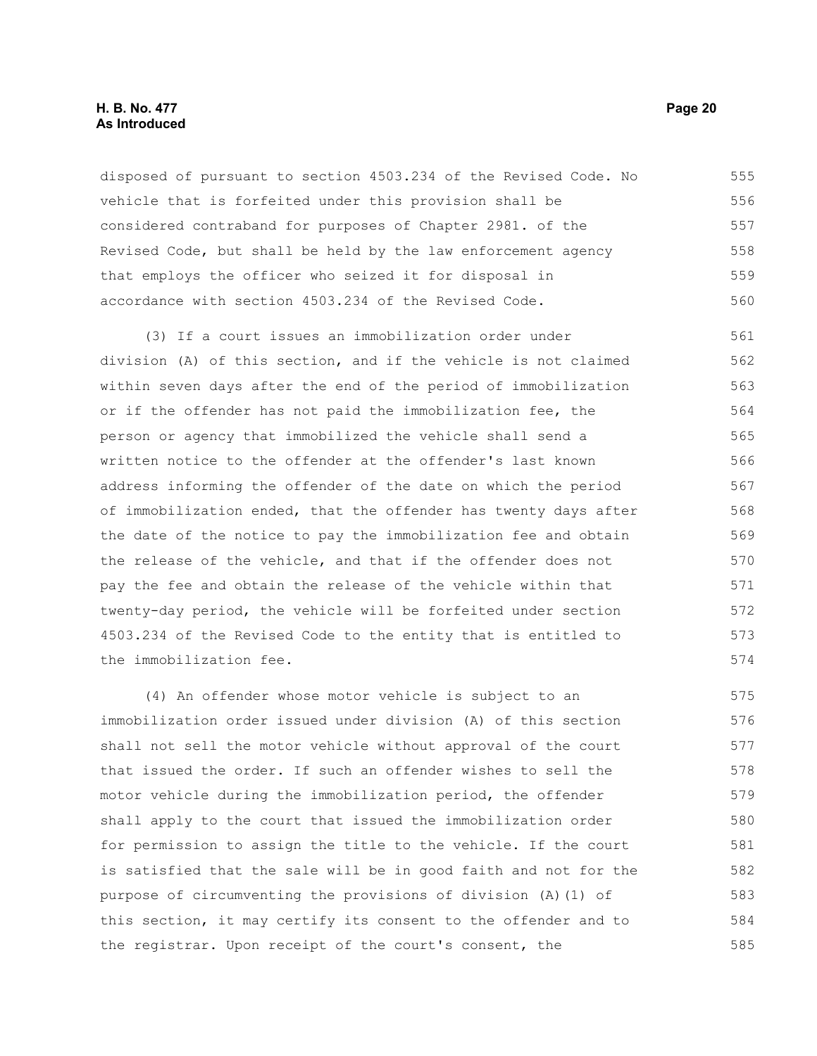disposed of pursuant to section 4503.234 of the Revised Code. No vehicle that is forfeited under this provision shall be considered contraband for purposes of Chapter 2981. of the Revised Code, but shall be held by the law enforcement agency that employs the officer who seized it for disposal in accordance with section 4503.234 of the Revised Code.

(3) If a court issues an immobilization order under division (A) of this section, and if the vehicle is not claimed within seven days after the end of the period of immobilization or if the offender has not paid the immobilization fee, the person or agency that immobilized the vehicle shall send a written notice to the offender at the offender's last known address informing the offender of the date on which the period of immobilization ended, that the offender has twenty days after the date of the notice to pay the immobilization fee and obtain the release of the vehicle, and that if the offender does not pay the fee and obtain the release of the vehicle within that twenty-day period, the vehicle will be forfeited under section 4503.234 of the Revised Code to the entity that is entitled to the immobilization fee.

(4) An offender whose motor vehicle is subject to an immobilization order issued under division (A) of this section shall not sell the motor vehicle without approval of the court that issued the order. If such an offender wishes to sell the motor vehicle during the immobilization period, the offender shall apply to the court that issued the immobilization order for permission to assign the title to the vehicle. If the court is satisfied that the sale will be in good faith and not for the purpose of circumventing the provisions of division (A)(1) of this section, it may certify its consent to the offender and to the registrar. Upon receipt of the court's consent, the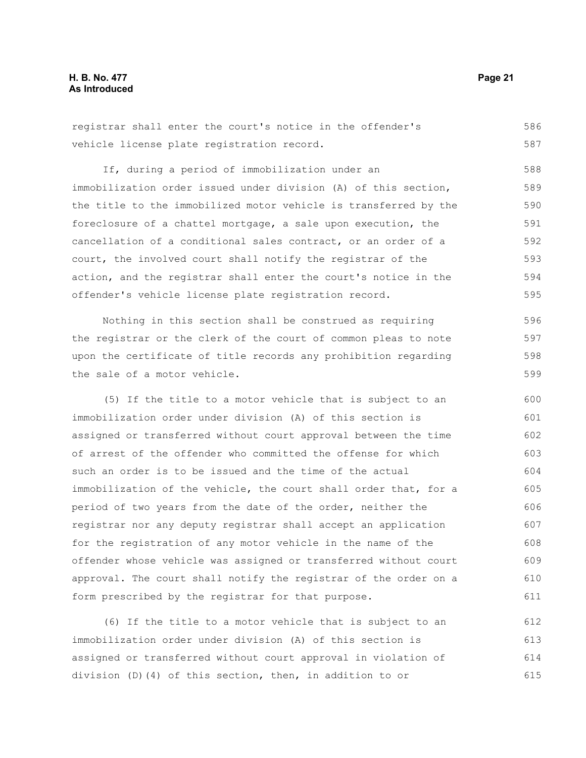registrar shall enter the court's notice in the offender's vehicle license plate registration record.

If, during a period of immobilization under an immobilization order issued under division (A) of this section, the title to the immobilized motor vehicle is transferred by the foreclosure of a chattel mortgage, a sale upon execution, the cancellation of a conditional sales contract, or an order of a court, the involved court shall notify the registrar of the action, and the registrar shall enter the court's notice in the offender's vehicle license plate registration record.

Nothing in this section shall be construed as requiring the registrar or the clerk of the court of common pleas to note upon the certificate of title records any prohibition regarding the sale of a motor vehicle.

(5) If the title to a motor vehicle that is subject to an immobilization order under division (A) of this section is assigned or transferred without court approval between the time of arrest of the offender who committed the offense for which such an order is to be issued and the time of the actual immobilization of the vehicle, the court shall order that, for a period of two years from the date of the order, neither the registrar nor any deputy registrar shall accept an application for the registration of any motor vehicle in the name of the offender whose vehicle was assigned or transferred without court approval. The court shall notify the registrar of the order on a form prescribed by the registrar for that purpose.

(6) If the title to a motor vehicle that is subject to an immobilization order under division (A) of this section is assigned or transferred without court approval in violation of division (D)(4) of this section, then, in addition to or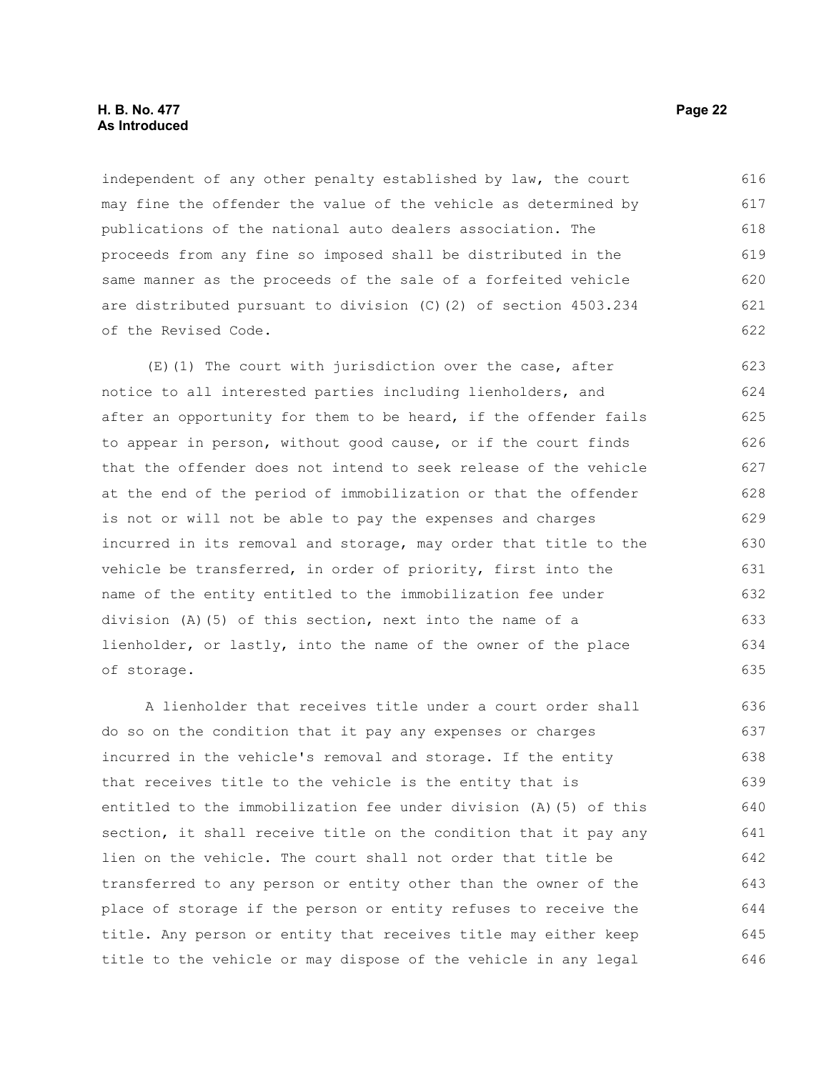independent of any other penalty established by law, the court may fine the offender the value of the vehicle as determined by publications of the national auto dealers association. The proceeds from any fine so imposed shall be distributed in the same manner as the proceeds of the sale of a forfeited vehicle are distributed pursuant to division (C)(2) of section 4503.234 of the Revised Code.

(E)(1) The court with jurisdiction over the case, after notice to all interested parties including lienholders, and after an opportunity for them to be heard, if the offender fails to appear in person, without good cause, or if the court finds that the offender does not intend to seek release of the vehicle at the end of the period of immobilization or that the offender is not or will not be able to pay the expenses and charges incurred in its removal and storage, may order that title to the vehicle be transferred, in order of priority, first into the name of the entity entitled to the immobilization fee under division (A)(5) of this section, next into the name of a lienholder, or lastly, into the name of the owner of the place of storage.

A lienholder that receives title under a court order shall do so on the condition that it pay any expenses or charges incurred in the vehicle's removal and storage. If the entity that receives title to the vehicle is the entity that is entitled to the immobilization fee under division (A)(5) of this section, it shall receive title on the condition that it pay any lien on the vehicle. The court shall not order that title be transferred to any person or entity other than the owner of the place of storage if the person or entity refuses to receive the title. Any person or entity that receives title may either keep title to the vehicle or may dispose of the vehicle in any legal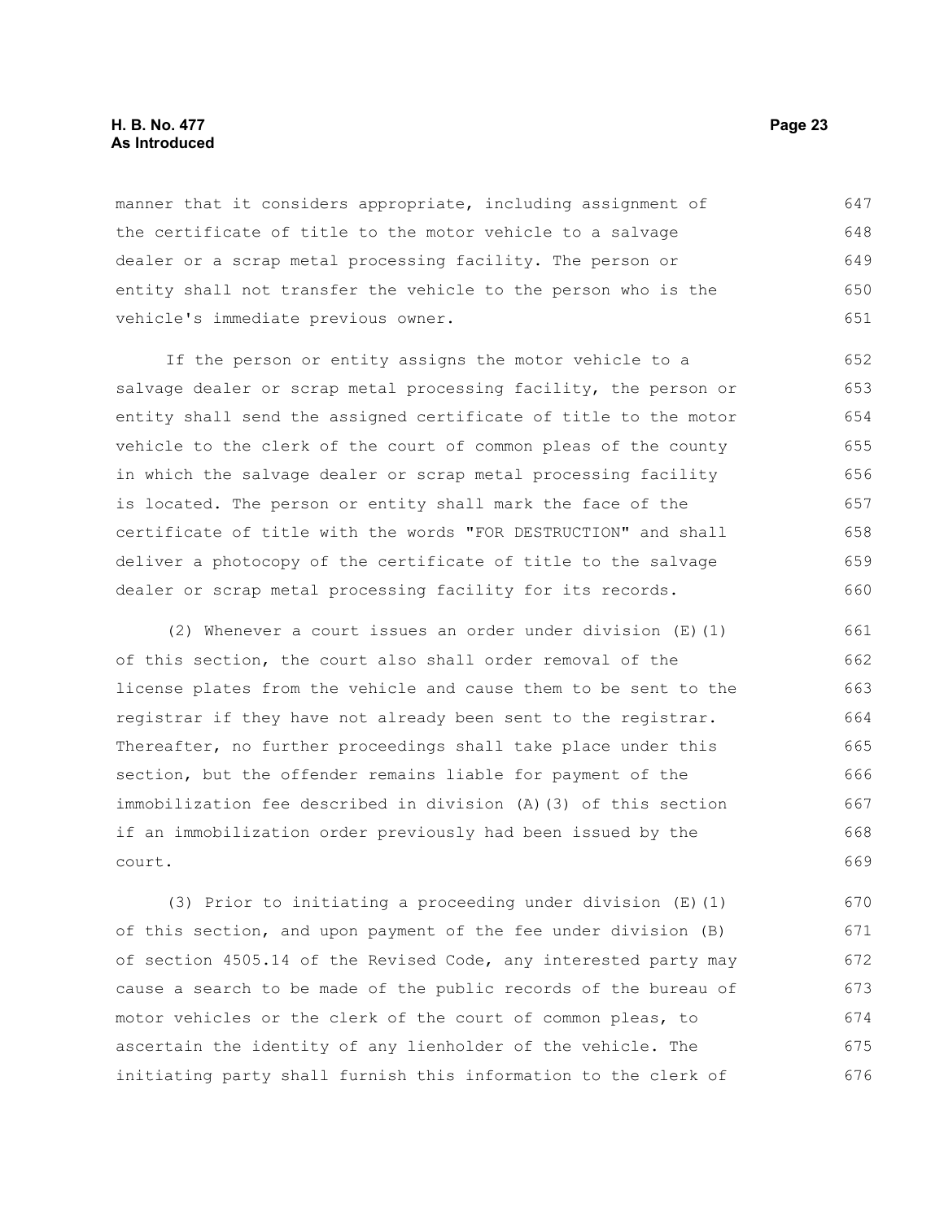manner that it considers appropriate, including assignment of the certificate of title to the motor vehicle to a salvage dealer or a scrap metal processing facility. The person or entity shall not transfer the vehicle to the person who is the vehicle's immediate previous owner.

If the person or entity assigns the motor vehicle to a salvage dealer or scrap metal processing facility, the person or entity shall send the assigned certificate of title to the motor vehicle to the clerk of the court of common pleas of the county in which the salvage dealer or scrap metal processing facility is located. The person or entity shall mark the face of the certificate of title with the words "FOR DESTRUCTION" and shall deliver a photocopy of the certificate of title to the salvage dealer or scrap metal processing facility for its records.

(2) Whenever a court issues an order under division (E)(1) of this section, the court also shall order removal of the license plates from the vehicle and cause them to be sent to the registrar if they have not already been sent to the registrar. Thereafter, no further proceedings shall take place under this section, but the offender remains liable for payment of the immobilization fee described in division (A)(3) of this section if an immobilization order previously had been issued by the court.

(3) Prior to initiating a proceeding under division (E)(1) of this section, and upon payment of the fee under division (B) of section 4505.14 of the Revised Code, any interested party may cause a search to be made of the public records of the bureau of motor vehicles or the clerk of the court of common pleas, to ascertain the identity of any lienholder of the vehicle. The initiating party shall furnish this information to the clerk of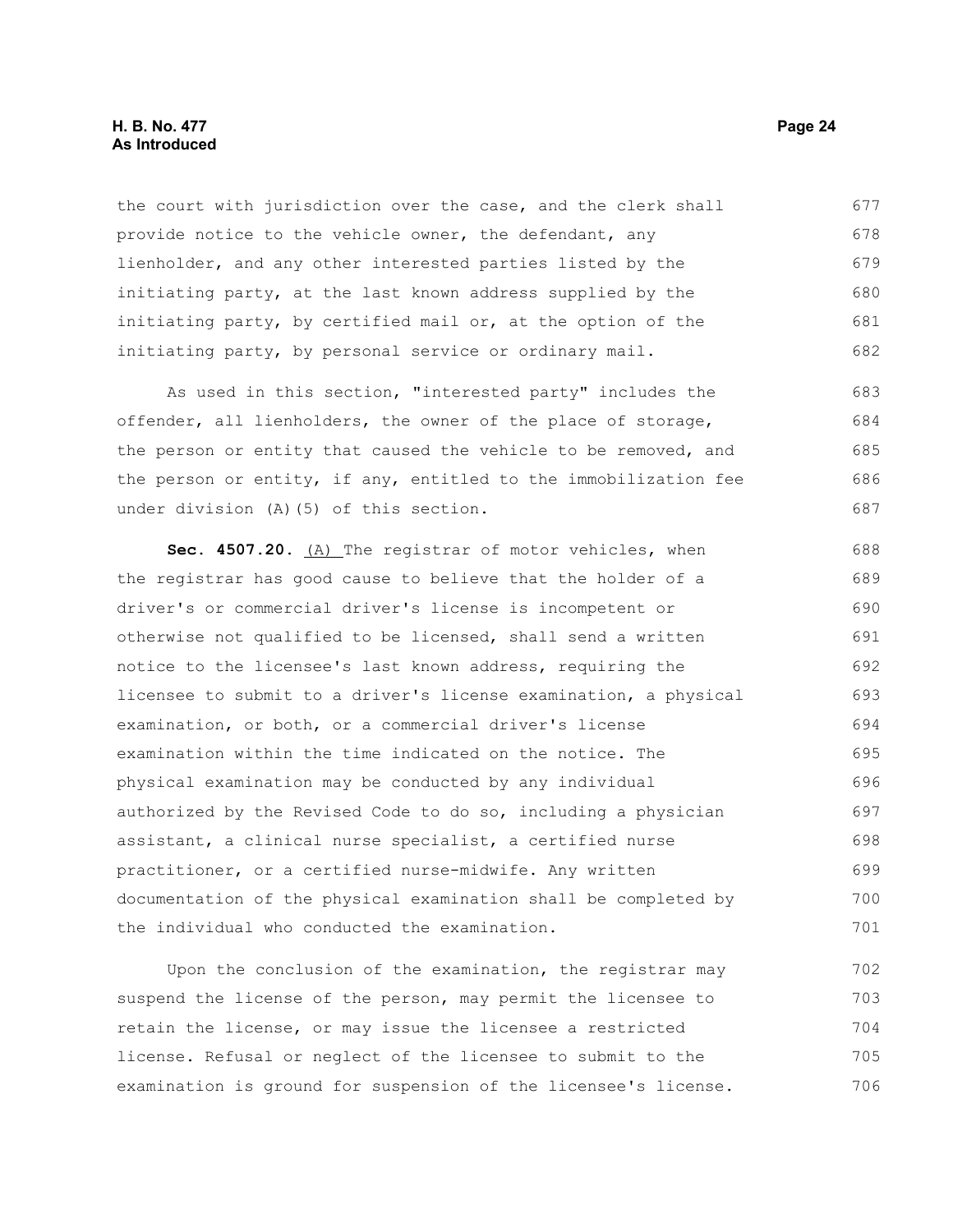the court with jurisdiction over the case, and the clerk shall provide notice to the vehicle owner, the defendant, any lienholder, and any other interested parties listed by the initiating party, at the last known address supplied by the initiating party, by certified mail or, at the option of the initiating party, by personal service or ordinary mail.

As used in this section, "interested party" includes the offender, all lienholders, the owner of the place of storage, the person or entity that caused the vehicle to be removed, and the person or entity, if any, entitled to the immobilization fee under division (A)(5) of this section.

**Sec. 4507.20.** (A) The registrar of motor vehicles, when the registrar has good cause to believe that the holder of a driver's or commercial driver's license is incompetent or otherwise not qualified to be licensed, shall send a written notice to the licensee's last known address, requiring the licensee to submit to a driver's license examination, a physical examination, or both, or a commercial driver's license examination within the time indicated on the notice. The physical examination may be conducted by any individual authorized by the Revised Code to do so, including a physician assistant, a clinical nurse specialist, a certified nurse practitioner, or a certified nurse-midwife. Any written documentation of the physical examination shall be completed by the individual who conducted the examination.

Upon the conclusion of the examination, the registrar may suspend the license of the person, may permit the licensee to retain the license, or may issue the licensee a restricted license. Refusal or neglect of the licensee to submit to the examination is ground for suspension of the licensee's license.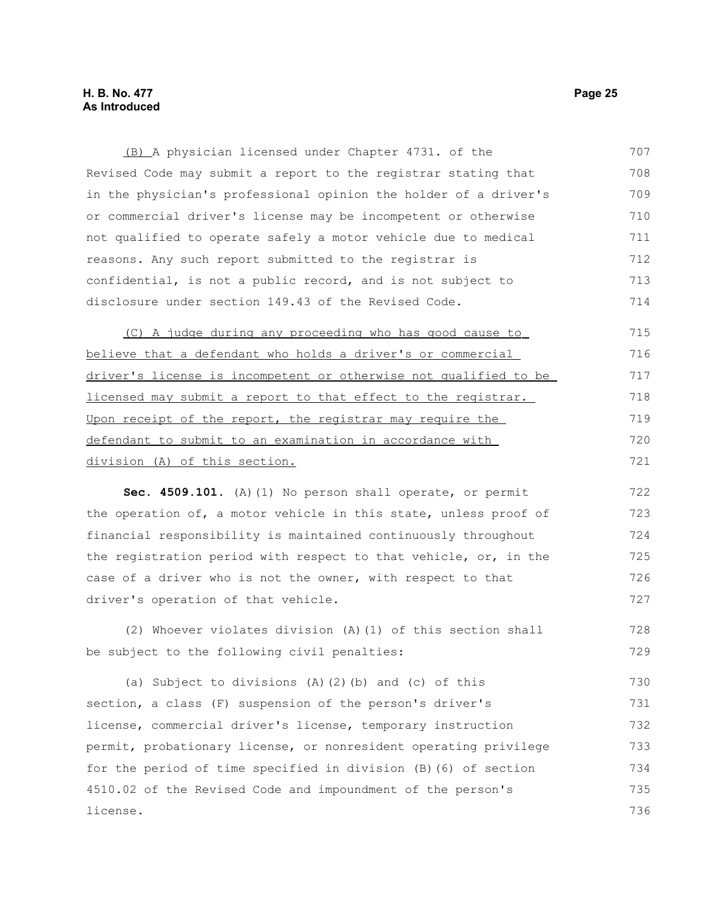(B) A physician licensed under Chapter 4731. of the Revised Code may submit a report to the registrar stating that in the physician's professional opinion the holder of a driver's or commercial driver's license may be incompetent or otherwise not qualified to operate safely a motor vehicle due to medical reasons. Any such report submitted to the registrar is confidential, is not a public record, and is not subject to disclosure under section 149.43 of the Revised Code.

(C) A judge during any proceeding who has good cause to believe that a defendant who holds a driver's or commercial driver's license is incompetent or otherwise not qualified to be licensed may submit a report to that effect to the registrar. Upon receipt of the report, the registrar may require the defendant to submit to an examination in accordance with division (A) of this section.

**Sec. 4509.101.** (A)(1) No person shall operate, or permit the operation of, a motor vehicle in this state, unless proof of financial responsibility is maintained continuously throughout the registration period with respect to that vehicle, or, in the case of a driver who is not the owner, with respect to that driver's operation of that vehicle.

(2) Whoever violates division (A)(1) of this section shall be subject to the following civil penalties:

(a) Subject to divisions (A)(2)(b) and (c) of this section, a class (F) suspension of the person's driver's license, commercial driver's license, temporary instruction permit, probationary license, or nonresident operating privilege for the period of time specified in division (B)(6) of section 4510.02 of the Revised Code and impoundment of the person's license.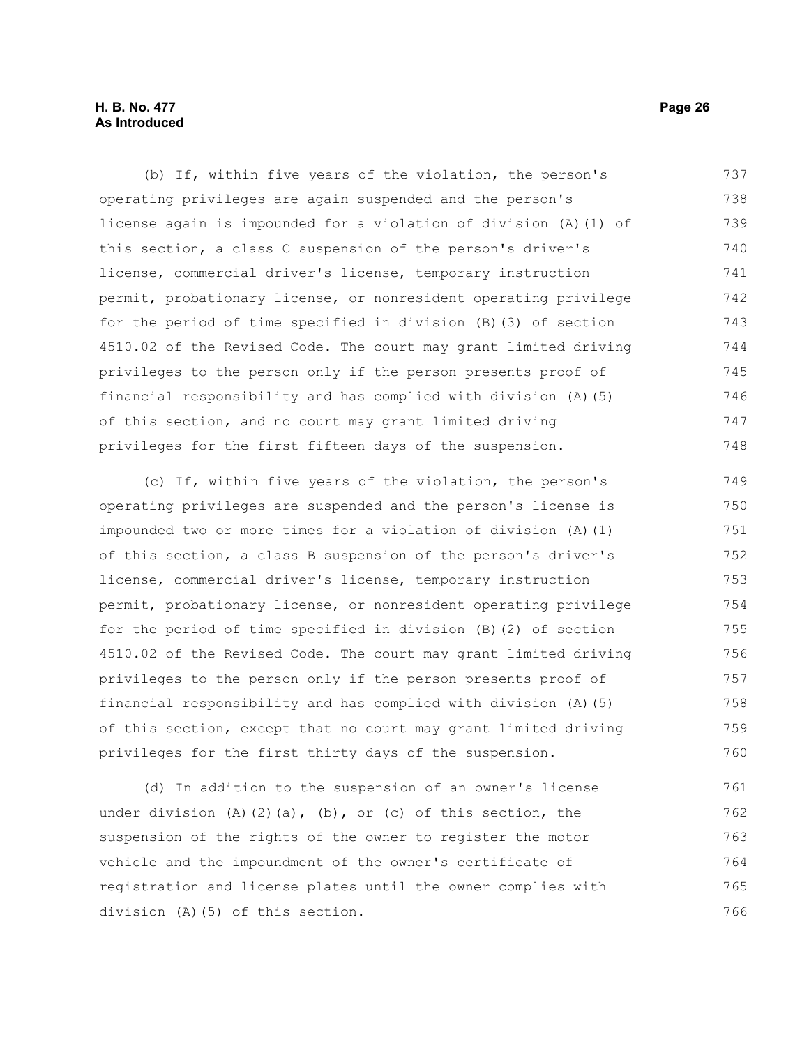(b) If, within five years of the violation, the person's operating privileges are again suspended and the person's license again is impounded for a violation of division (A)(1) of this section, a class C suspension of the person's driver's license, commercial driver's license, temporary instruction permit, probationary license, or nonresident operating privilege for the period of time specified in division (B)(3) of section 4510.02 of the Revised Code. The court may grant limited driving privileges to the person only if the person presents proof of financial responsibility and has complied with division (A)(5) of this section, and no court may grant limited driving privileges for the first fifteen days of the suspension.

(c) If, within five years of the violation, the person's operating privileges are suspended and the person's license is impounded two or more times for a violation of division (A)(1) of this section, a class B suspension of the person's driver's license, commercial driver's license, temporary instruction permit, probationary license, or nonresident operating privilege for the period of time specified in division (B)(2) of section 4510.02 of the Revised Code. The court may grant limited driving privileges to the person only if the person presents proof of financial responsibility and has complied with division (A)(5) of this section, except that no court may grant limited driving privileges for the first thirty days of the suspension.

(d) In addition to the suspension of an owner's license under division (A)(2)(a), (b), or (c) of this section, the suspension of the rights of the owner to register the motor vehicle and the impoundment of the owner's certificate of registration and license plates until the owner complies with division (A)(5) of this section.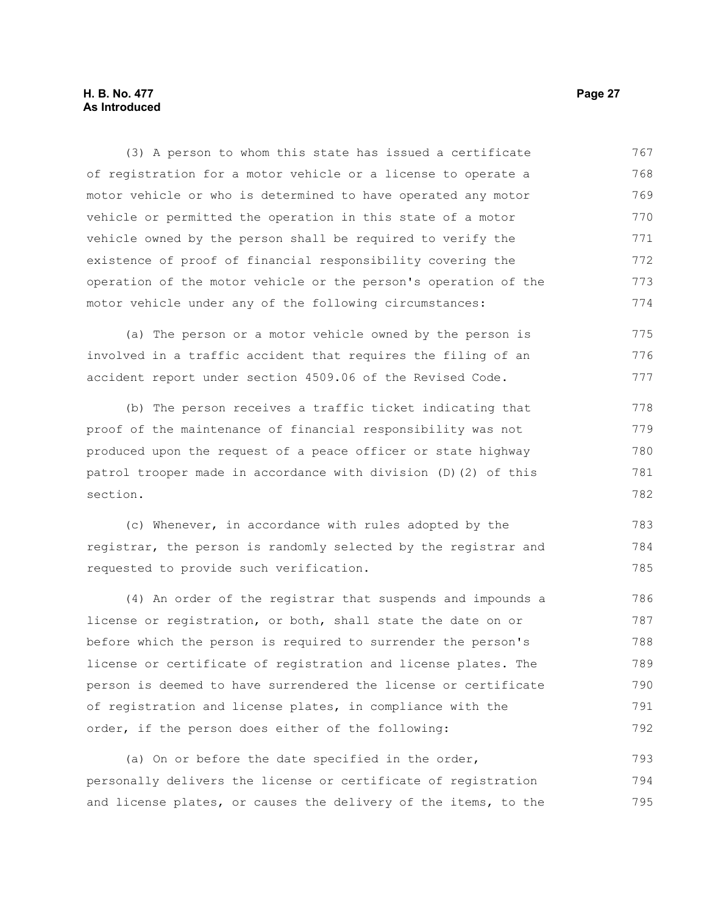(3) A person to whom this state has issued a certificate of registration for a motor vehicle or a license to operate a motor vehicle or who is determined to have operated any motor vehicle or permitted the operation in this state of a motor vehicle owned by the person shall be required to verify the existence of proof of financial responsibility covering the operation of the motor vehicle or the person's operation of the motor vehicle under any of the following circumstances:

(a) The person or a motor vehicle owned by the person is involved in a traffic accident that requires the filing of an accident report under section 4509.06 of the Revised Code.

(b) The person receives a traffic ticket indicating that proof of the maintenance of financial responsibility was not produced upon the request of a peace officer or state highway patrol trooper made in accordance with division (D)(2) of this section.

(c) Whenever, in accordance with rules adopted by the registrar, the person is randomly selected by the registrar and requested to provide such verification.

(4) An order of the registrar that suspends and impounds a license or registration, or both, shall state the date on or before which the person is required to surrender the person's license or certificate of registration and license plates. The person is deemed to have surrendered the license or certificate of registration and license plates, in compliance with the order, if the person does either of the following:

(a) On or before the date specified in the order, personally delivers the license or certificate of registration and license plates, or causes the delivery of the items, to the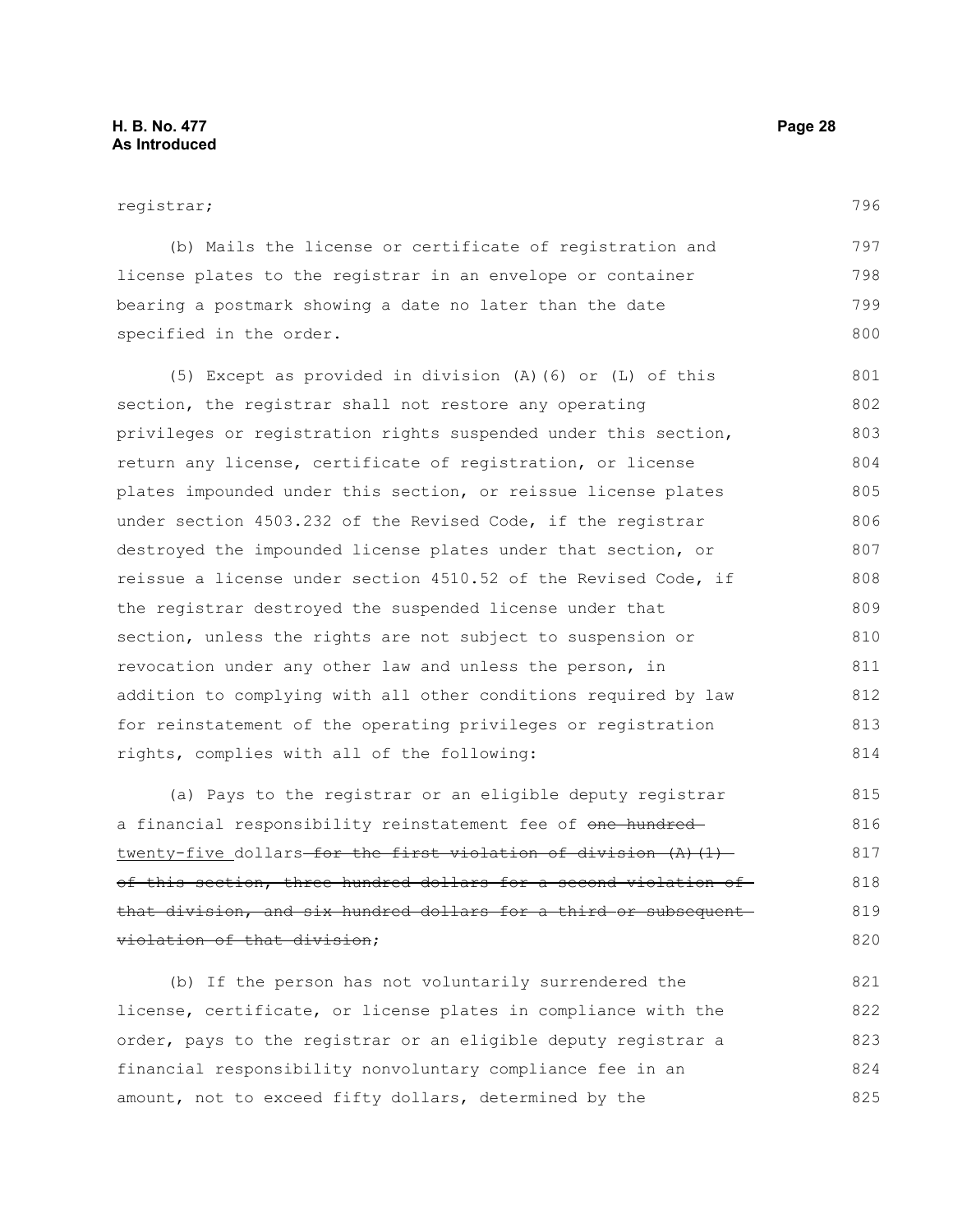registrar;

(b) Mails the license or certificate of registration and license plates to the registrar in an envelope or container bearing a postmark showing a date no later than the date specified in the order.

(5) Except as provided in division (A)(6) or (L) of this section, the registrar shall not restore any operating privileges or registration rights suspended under this section, return any license, certificate of registration, or license plates impounded under this section, or reissue license plates under section 4503.232 of the Revised Code, if the registrar destroyed the impounded license plates under that section, or reissue a license under section 4510.52 of the Revised Code, if the registrar destroyed the suspended license under that section, unless the rights are not subject to suspension or revocation under any other law and unless the person, in addition to complying with all other conditions required by law for reinstatement of the operating privileges or registration rights, complies with all of the following:

(a) Pays to the registrar or an eligible deputy registrar a financial responsibility reinstatement fee of ~~one hundred~~ <u>twenty-five</u> dollars ~~for the first violation of division (A)(1) of this section, three hundred dollars for a second violation of that division, and six hundred dollars for a third or subsequent violation of that division~~;

(b) If the person has not voluntarily surrendered the license, certificate, or license plates in compliance with the order, pays to the registrar or an eligible deputy registrar a financial responsibility nonvoluntary compliance fee in an amount, not to exceed fifty dollars, determined by the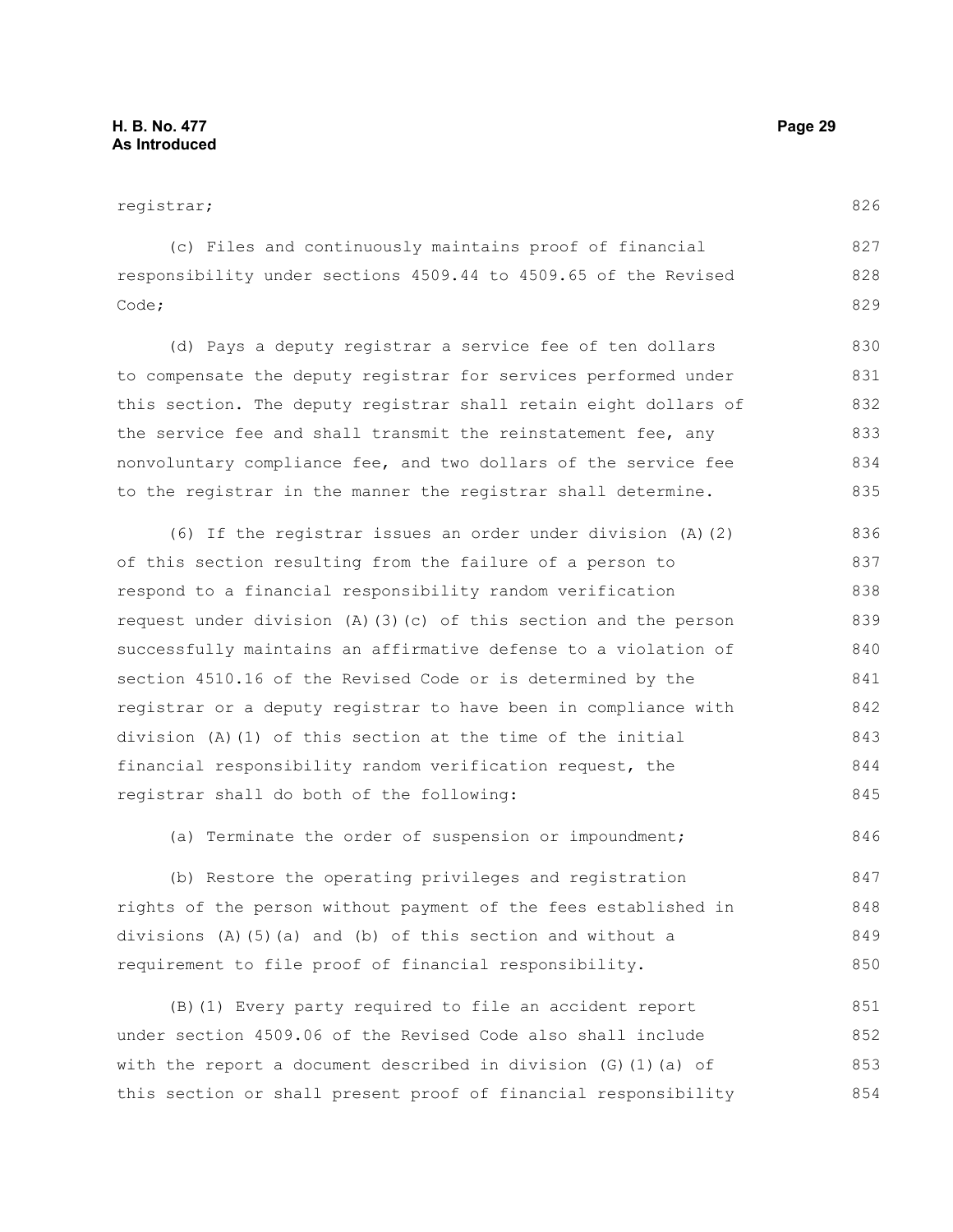registrar;

(c) Files and continuously maintains proof of financial responsibility under sections 4509.44 to 4509.65 of the Revised Code;

(d) Pays a deputy registrar a service fee of ten dollars to compensate the deputy registrar for services performed under this section. The deputy registrar shall retain eight dollars of the service fee and shall transmit the reinstatement fee, any nonvoluntary compliance fee, and two dollars of the service fee to the registrar in the manner the registrar shall determine.

(6) If the registrar issues an order under division (A)(2) of this section resulting from the failure of a person to respond to a financial responsibility random verification request under division (A)(3)(c) of this section and the person successfully maintains an affirmative defense to a violation of section 4510.16 of the Revised Code or is determined by the registrar or a deputy registrar to have been in compliance with division (A)(1) of this section at the time of the initial financial responsibility random verification request, the registrar shall do both of the following:

(a) Terminate the order of suspension or impoundment;

(b) Restore the operating privileges and registration rights of the person without payment of the fees established in divisions (A)(5)(a) and (b) of this section and without a requirement to file proof of financial responsibility.

(B)(1) Every party required to file an accident report under section 4509.06 of the Revised Code also shall include with the report a document described in division (G)(1)(a) of this section or shall present proof of financial responsibility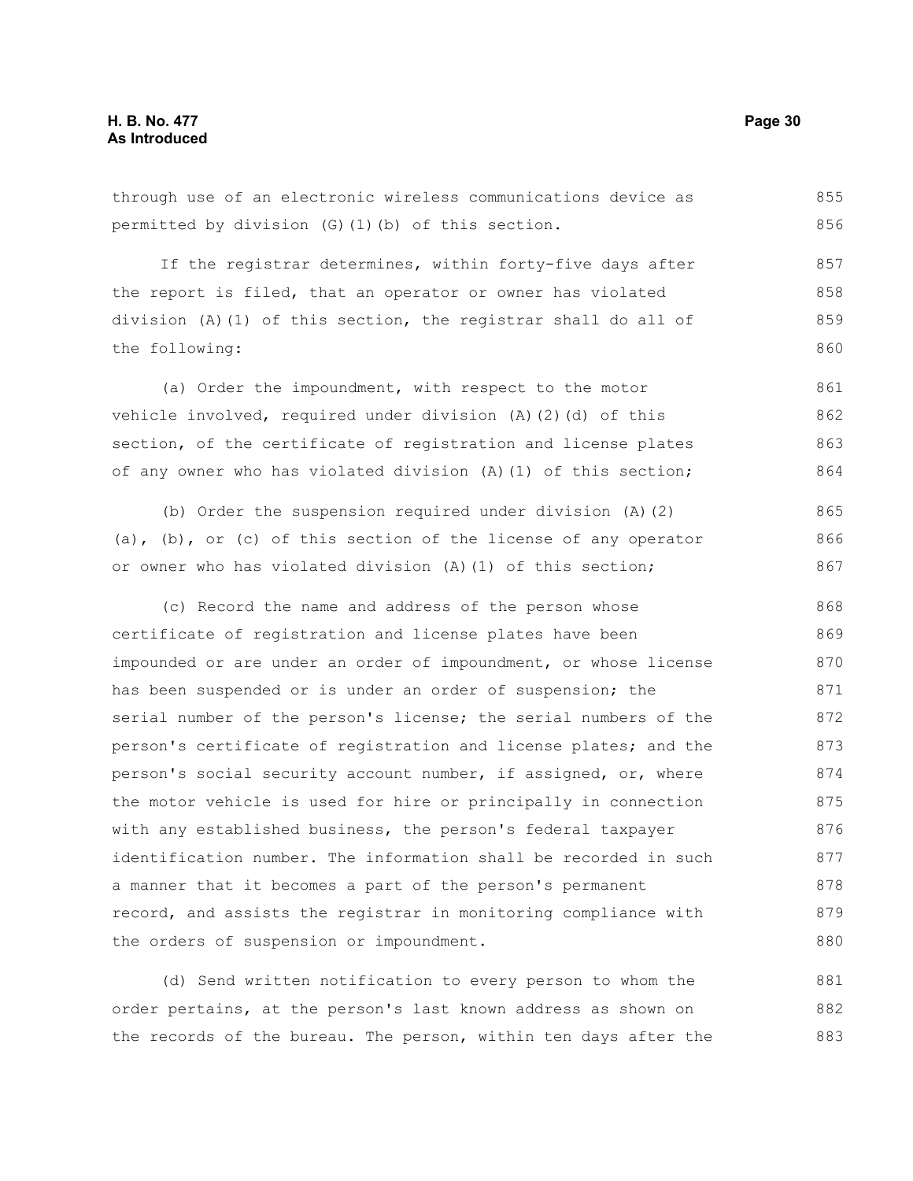through use of an electronic wireless communications device as permitted by division (G)(1)(b) of this section.

If the registrar determines, within forty-five days after the report is filed, that an operator or owner has violated division (A)(1) of this section, the registrar shall do all of the following:

(a) Order the impoundment, with respect to the motor vehicle involved, required under division (A)(2)(d) of this section, of the certificate of registration and license plates of any owner who has violated division (A)(1) of this section;

(b) Order the suspension required under division (A)(2)(a), (b), or (c) of this section of the license of any operator or owner who has violated division (A)(1) of this section;

(c) Record the name and address of the person whose certificate of registration and license plates have been impounded or are under an order of impoundment, or whose license has been suspended or is under an order of suspension; the serial number of the person's license; the serial numbers of the person's certificate of registration and license plates; and the person's social security account number, if assigned, or, where the motor vehicle is used for hire or principally in connection with any established business, the person's federal taxpayer identification number. The information shall be recorded in such a manner that it becomes a part of the person's permanent record, and assists the registrar in monitoring compliance with the orders of suspension or impoundment.

(d) Send written notification to every person to whom the order pertains, at the person's last known address as shown on the records of the bureau. The person, within ten days after the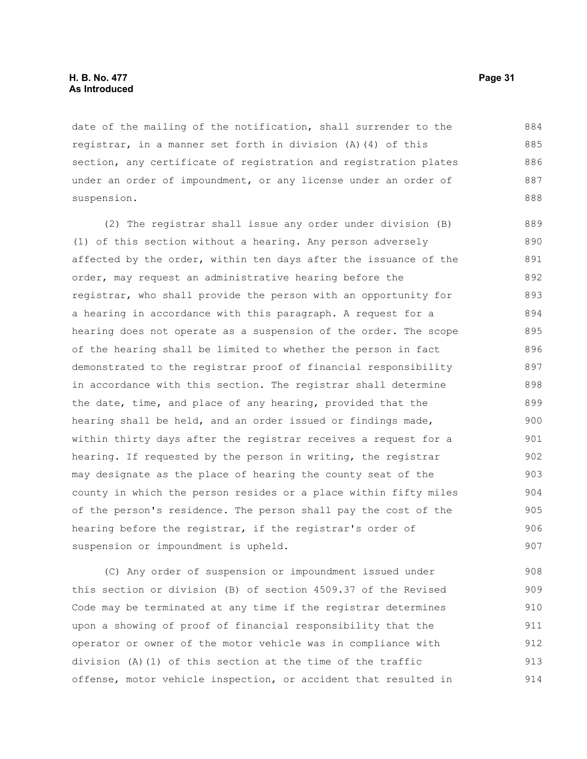date of the mailing of the notification, shall surrender to the registrar, in a manner set forth in division (A)(4) of this section, any certificate of registration and registration plates under an order of impoundment, or any license under an order of suspension.

(2) The registrar shall issue any order under division (B)(1) of this section without a hearing. Any person adversely affected by the order, within ten days after the issuance of the order, may request an administrative hearing before the registrar, who shall provide the person with an opportunity for a hearing in accordance with this paragraph. A request for a hearing does not operate as a suspension of the order. The scope of the hearing shall be limited to whether the person in fact demonstrated to the registrar proof of financial responsibility in accordance with this section. The registrar shall determine the date, time, and place of any hearing, provided that the hearing shall be held, and an order issued or findings made, within thirty days after the registrar receives a request for a hearing. If requested by the person in writing, the registrar may designate as the place of hearing the county seat of the county in which the person resides or a place within fifty miles of the person's residence. The person shall pay the cost of the hearing before the registrar, if the registrar's order of suspension or impoundment is upheld.

(C) Any order of suspension or impoundment issued under this section or division (B) of section 4509.37 of the Revised Code may be terminated at any time if the registrar determines upon a showing of proof of financial responsibility that the operator or owner of the motor vehicle was in compliance with division (A)(1) of this section at the time of the traffic offense, motor vehicle inspection, or accident that resulted in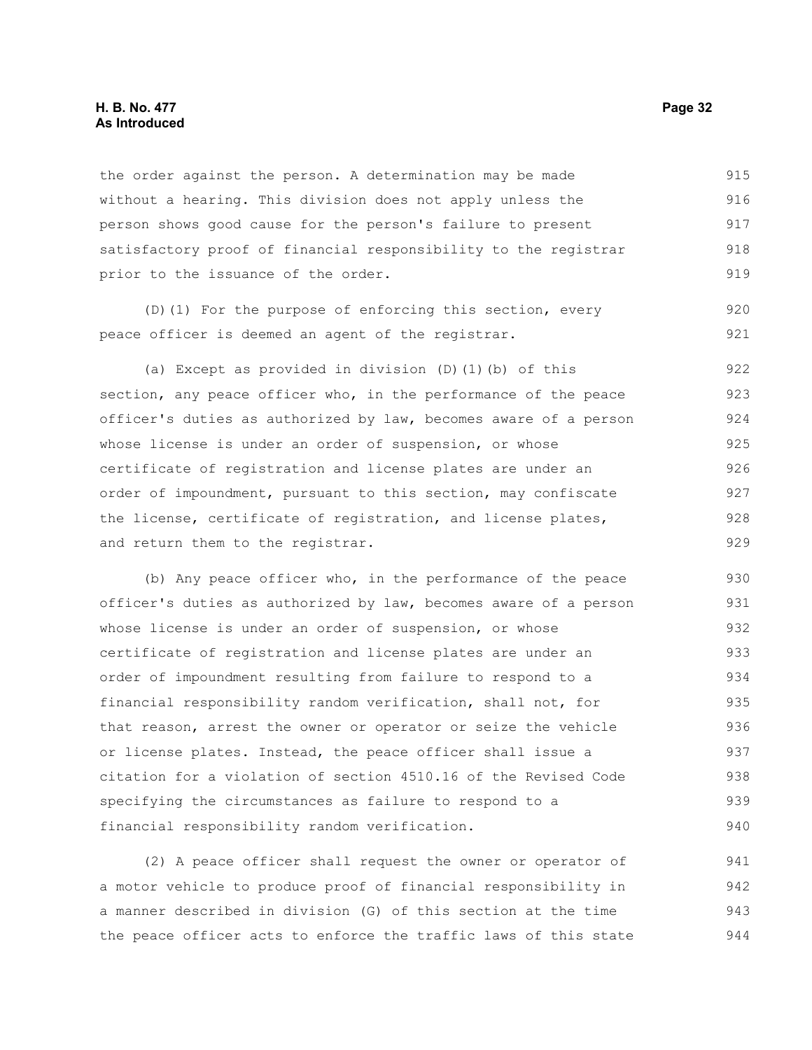the order against the person. A determination may be made without a hearing. This division does not apply unless the person shows good cause for the person's failure to present satisfactory proof of financial responsibility to the registrar prior to the issuance of the order.

(D)(1) For the purpose of enforcing this section, every peace officer is deemed an agent of the registrar.

(a) Except as provided in division (D)(1)(b) of this section, any peace officer who, in the performance of the peace officer's duties as authorized by law, becomes aware of a person whose license is under an order of suspension, or whose certificate of registration and license plates are under an order of impoundment, pursuant to this section, may confiscate the license, certificate of registration, and license plates, and return them to the registrar.

(b) Any peace officer who, in the performance of the peace officer's duties as authorized by law, becomes aware of a person whose license is under an order of suspension, or whose certificate of registration and license plates are under an order of impoundment resulting from failure to respond to a financial responsibility random verification, shall not, for that reason, arrest the owner or operator or seize the vehicle or license plates. Instead, the peace officer shall issue a citation for a violation of section 4510.16 of the Revised Code specifying the circumstances as failure to respond to a financial responsibility random verification.

(2) A peace officer shall request the owner or operator of a motor vehicle to produce proof of financial responsibility in a manner described in division (G) of this section at the time the peace officer acts to enforce the traffic laws of this state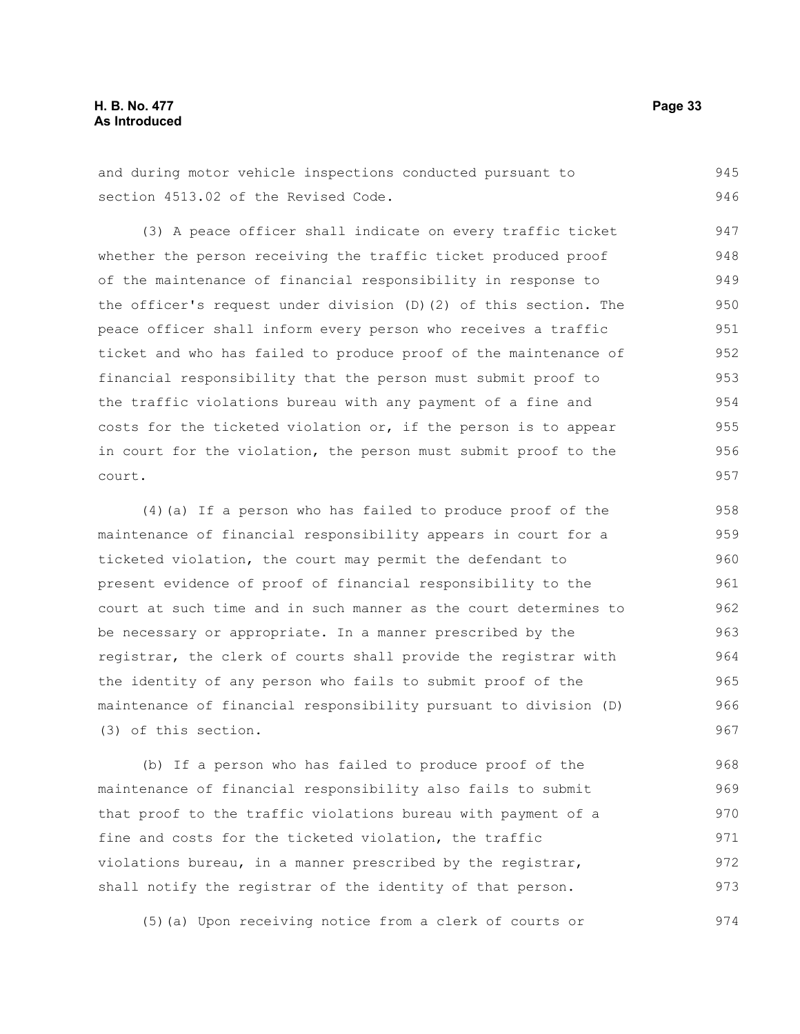and during motor vehicle inspections conducted pursuant to section 4513.02 of the Revised Code.

(3) A peace officer shall indicate on every traffic ticket whether the person receiving the traffic ticket produced proof of the maintenance of financial responsibility in response to the officer's request under division (D)(2) of this section. The peace officer shall inform every person who receives a traffic ticket and who has failed to produce proof of the maintenance of financial responsibility that the person must submit proof to the traffic violations bureau with any payment of a fine and costs for the ticketed violation or, if the person is to appear in court for the violation, the person must submit proof to the court.

(4)(a) If a person who has failed to produce proof of the maintenance of financial responsibility appears in court for a ticketed violation, the court may permit the defendant to present evidence of proof of financial responsibility to the court at such time and in such manner as the court determines to be necessary or appropriate. In a manner prescribed by the registrar, the clerk of courts shall provide the registrar with the identity of any person who fails to submit proof of the maintenance of financial responsibility pursuant to division (D)(3) of this section.

(b) If a person who has failed to produce proof of the maintenance of financial responsibility also fails to submit that proof to the traffic violations bureau with payment of a fine and costs for the ticketed violation, the traffic violations bureau, in a manner prescribed by the registrar, shall notify the registrar of the identity of that person.

(5)(a) Upon receiving notice from a clerk of courts or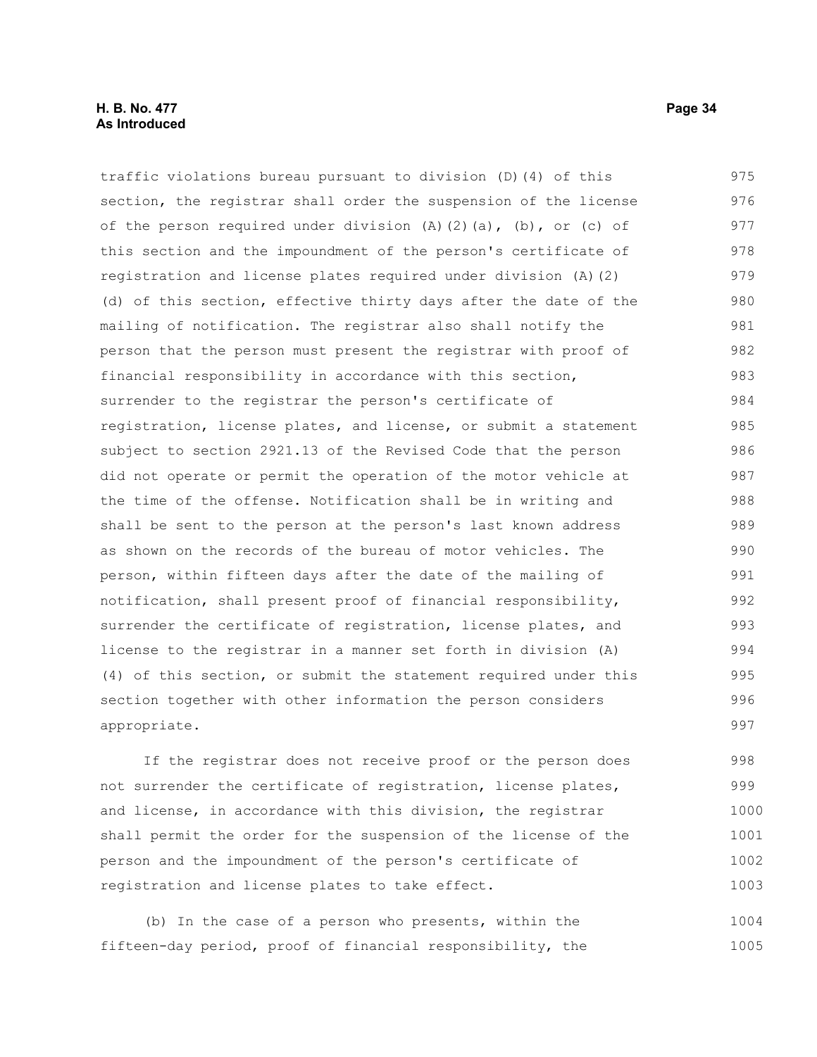traffic violations bureau pursuant to division (D)(4) of this section, the registrar shall order the suspension of the license of the person required under division (A)(2)(a), (b), or (c) of this section and the impoundment of the person's certificate of registration and license plates required under division (A)(2)(d) of this section, effective thirty days after the date of the mailing of notification. The registrar also shall notify the person that the person must present the registrar with proof of financial responsibility in accordance with this section, surrender to the registrar the person's certificate of registration, license plates, and license, or submit a statement subject to section 2921.13 of the Revised Code that the person did not operate or permit the operation of the motor vehicle at the time of the offense. Notification shall be in writing and shall be sent to the person at the person's last known address as shown on the records of the bureau of motor vehicles. The person, within fifteen days after the date of the mailing of notification, shall present proof of financial responsibility, surrender the certificate of registration, license plates, and license to the registrar in a manner set forth in division (A)(4) of this section, or submit the statement required under this section together with other information the person considers appropriate.

If the registrar does not receive proof or the person does not surrender the certificate of registration, license plates, and license, in accordance with this division, the registrar shall permit the order for the suspension of the license of the person and the impoundment of the person's certificate of registration and license plates to take effect.

(b) In the case of a person who presents, within the fifteen-day period, proof of financial responsibility, the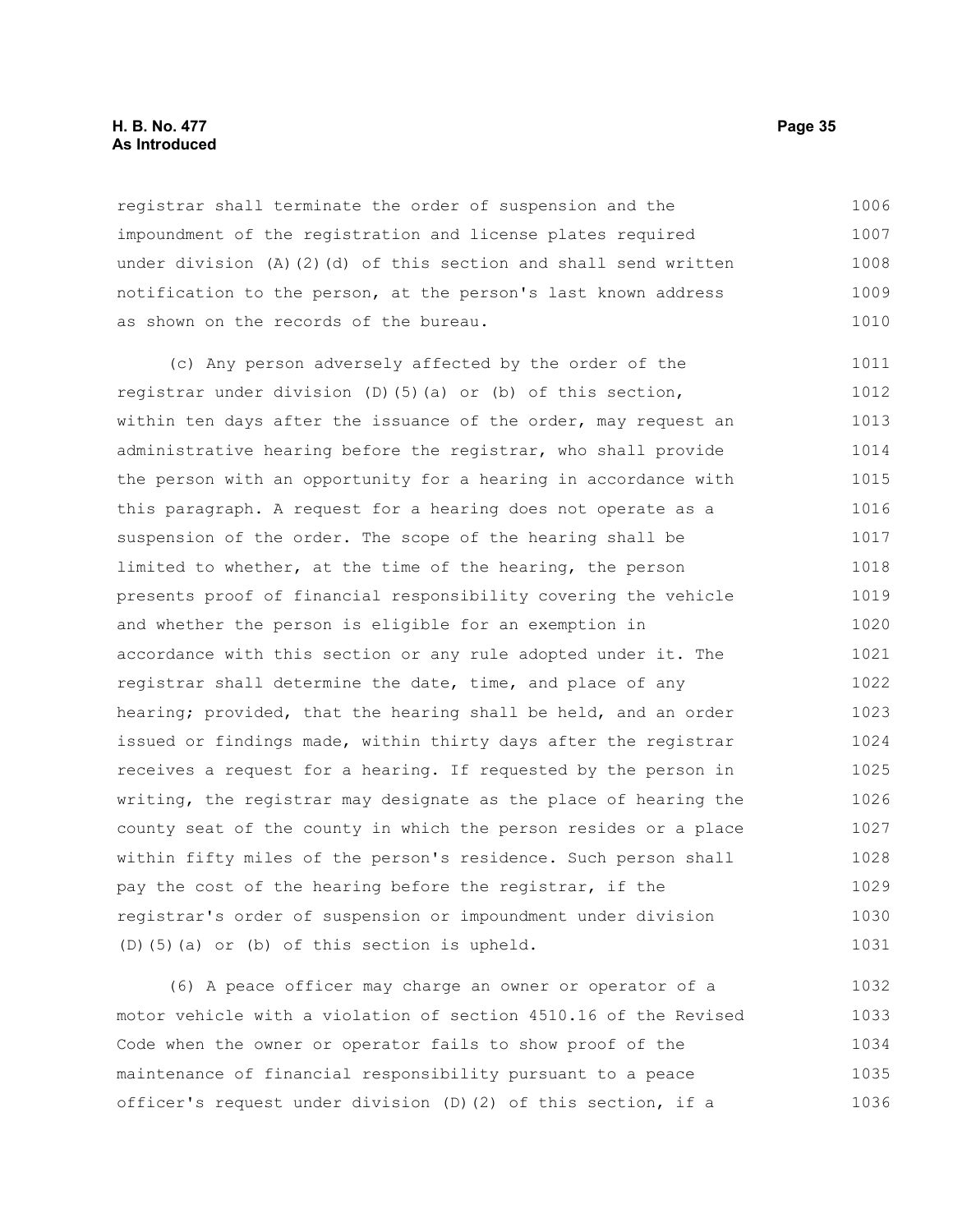registrar shall terminate the order of suspension and the impoundment of the registration and license plates required under division (A)(2)(d) of this section and shall send written notification to the person, at the person's last known address as shown on the records of the bureau.

(c) Any person adversely affected by the order of the registrar under division (D)(5)(a) or (b) of this section, within ten days after the issuance of the order, may request an administrative hearing before the registrar, who shall provide the person with an opportunity for a hearing in accordance with this paragraph. A request for a hearing does not operate as a suspension of the order. The scope of the hearing shall be limited to whether, at the time of the hearing, the person presents proof of financial responsibility covering the vehicle and whether the person is eligible for an exemption in accordance with this section or any rule adopted under it. The registrar shall determine the date, time, and place of any hearing; provided, that the hearing shall be held, and an order issued or findings made, within thirty days after the registrar receives a request for a hearing. If requested by the person in writing, the registrar may designate as the place of hearing the county seat of the county in which the person resides or a place within fifty miles of the person's residence. Such person shall pay the cost of the hearing before the registrar, if the registrar's order of suspension or impoundment under division (D)(5)(a) or (b) of this section is upheld.

(6) A peace officer may charge an owner or operator of a motor vehicle with a violation of section 4510.16 of the Revised Code when the owner or operator fails to show proof of the maintenance of financial responsibility pursuant to a peace officer's request under division (D)(2) of this section, if a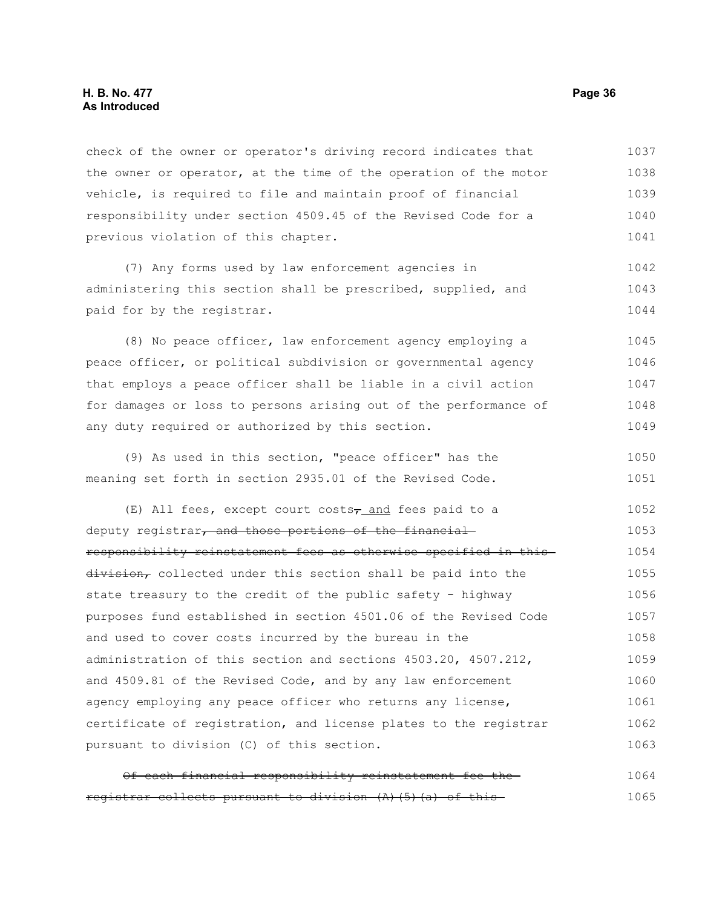check of the owner or operator's driving record indicates that the owner or operator, at the time of the operation of the motor vehicle, is required to file and maintain proof of financial responsibility under section 4509.45 of the Revised Code for a previous violation of this chapter.

(7) Any forms used by law enforcement agencies in administering this section shall be prescribed, supplied, and paid for by the registrar.

(8) No peace officer, law enforcement agency employing a peace officer, or political subdivision or governmental agency that employs a peace officer shall be liable in a civil action for damages or loss to persons arising out of the performance of any duty required or authorized by this section.

(9) As used in this section, "peace officer" has the meaning set forth in section 2935.01 of the Revised Code.

(E) All fees, except court costs~~,~~ and fees paid to a deputy registrar~~, and those portions of the financial responsibility reinstatement fees as otherwise specified in this division,~~ collected under this section shall be paid into the state treasury to the credit of the public safety - highway purposes fund established in section 4501.06 of the Revised Code and used to cover costs incurred by the bureau in the administration of this section and sections 4503.20, 4507.212, and 4509.81 of the Revised Code, and by any law enforcement agency employing any peace officer who returns any license, certificate of registration, and license plates to the registrar pursuant to division (C) of this section.

~~Of each financial responsibility reinstatement fee the registrar collects pursuant to division (A)(5)(a) of this~~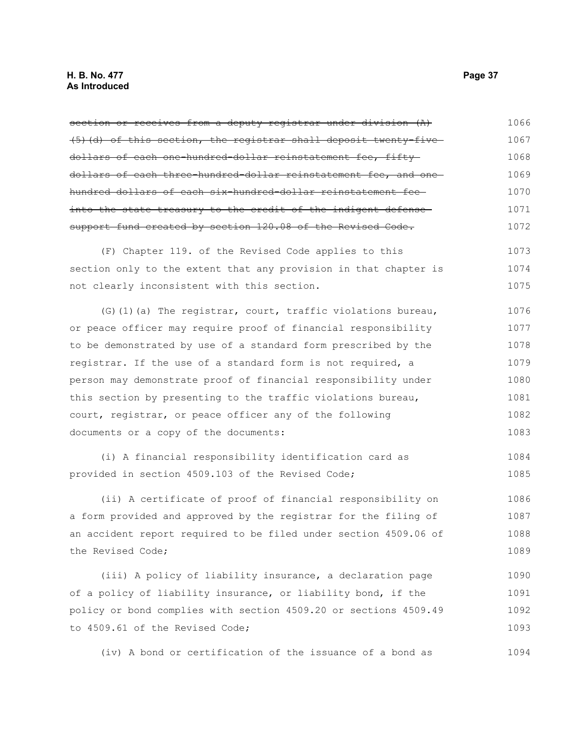~~section or receives from a deputy registrar under division (A)(5)(d) of this section, the registrar shall deposit twenty-five dollars of each one-hundred-dollar reinstatement fee, fifty dollars of each three-hundred-dollar reinstatement fee, and one hundred dollars of each six-hundred-dollar reinstatement fee into the state treasury to the credit of the indigent defense support fund created by section 120.08 of the Revised Code.~~

(F) Chapter 119. of the Revised Code applies to this section only to the extent that any provision in that chapter is not clearly inconsistent with this section.

(G)(1)(a) The registrar, court, traffic violations bureau, or peace officer may require proof of financial responsibility to be demonstrated by use of a standard form prescribed by the registrar. If the use of a standard form is not required, a person may demonstrate proof of financial responsibility under this section by presenting to the traffic violations bureau, court, registrar, or peace officer any of the following documents or a copy of the documents:

(i) A financial responsibility identification card as provided in section 4509.103 of the Revised Code;

(ii) A certificate of proof of financial responsibility on a form provided and approved by the registrar for the filing of an accident report required to be filed under section 4509.06 of the Revised Code;

(iii) A policy of liability insurance, a declaration page of a policy of liability insurance, or liability bond, if the policy or bond complies with section 4509.20 or sections 4509.49 to 4509.61 of the Revised Code;

(iv) A bond or certification of the issuance of a bond as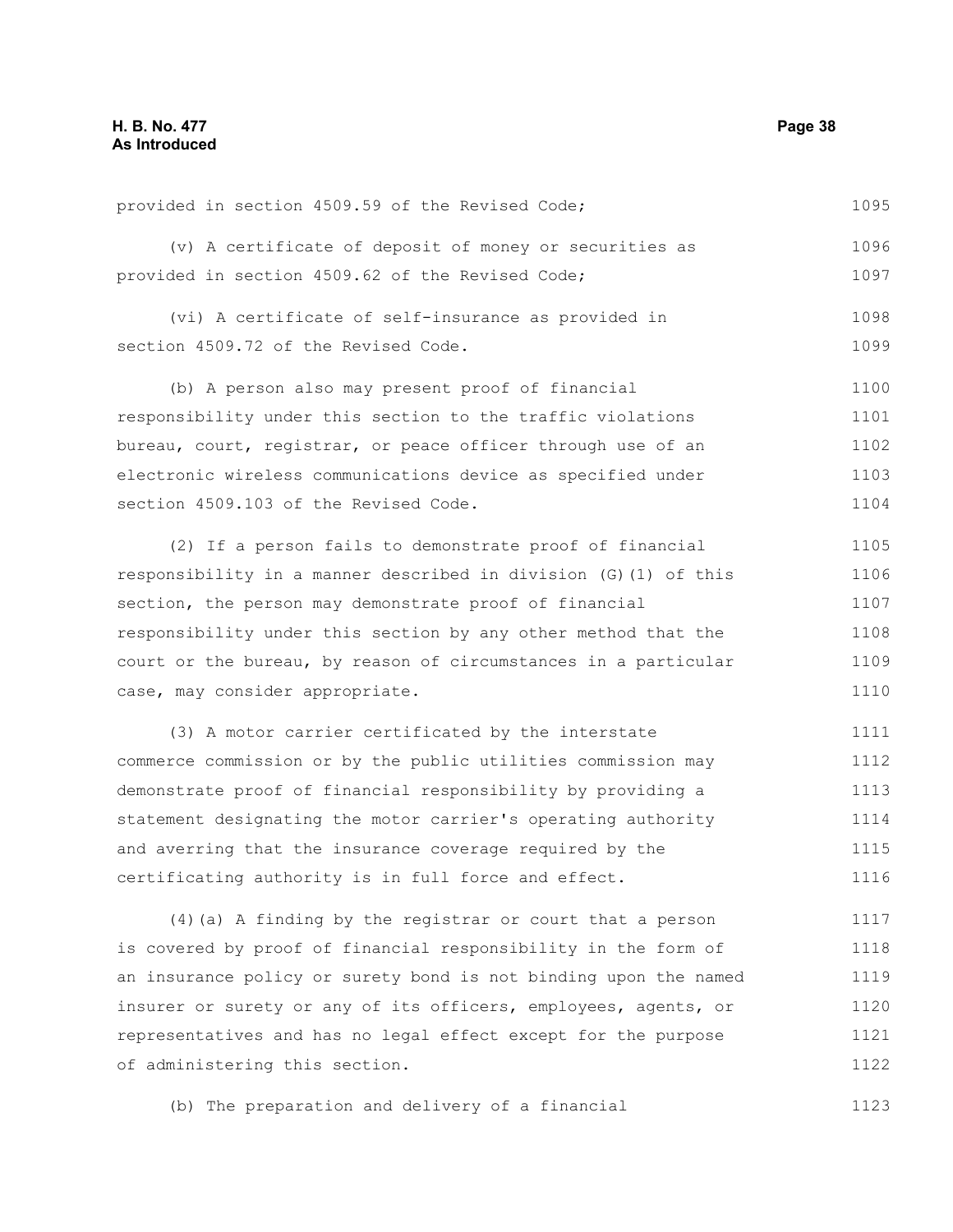provided in section 4509.59 of the Revised Code;

(v) A certificate of deposit of money or securities as provided in section 4509.62 of the Revised Code;

(vi) A certificate of self-insurance as provided in section 4509.72 of the Revised Code.

(b) A person also may present proof of financial responsibility under this section to the traffic violations bureau, court, registrar, or peace officer through use of an electronic wireless communications device as specified under section 4509.103 of the Revised Code.

(2) If a person fails to demonstrate proof of financial responsibility in a manner described in division (G)(1) of this section, the person may demonstrate proof of financial responsibility under this section by any other method that the court or the bureau, by reason of circumstances in a particular case, may consider appropriate.

(3) A motor carrier certificated by the interstate commerce commission or by the public utilities commission may demonstrate proof of financial responsibility by providing a statement designating the motor carrier's operating authority and averring that the insurance coverage required by the certificating authority is in full force and effect.

(4)(a) A finding by the registrar or court that a person is covered by proof of financial responsibility in the form of an insurance policy or surety bond is not binding upon the named insurer or surety or any of its officers, employees, agents, or representatives and has no legal effect except for the purpose of administering this section.

(b) The preparation and delivery of a financial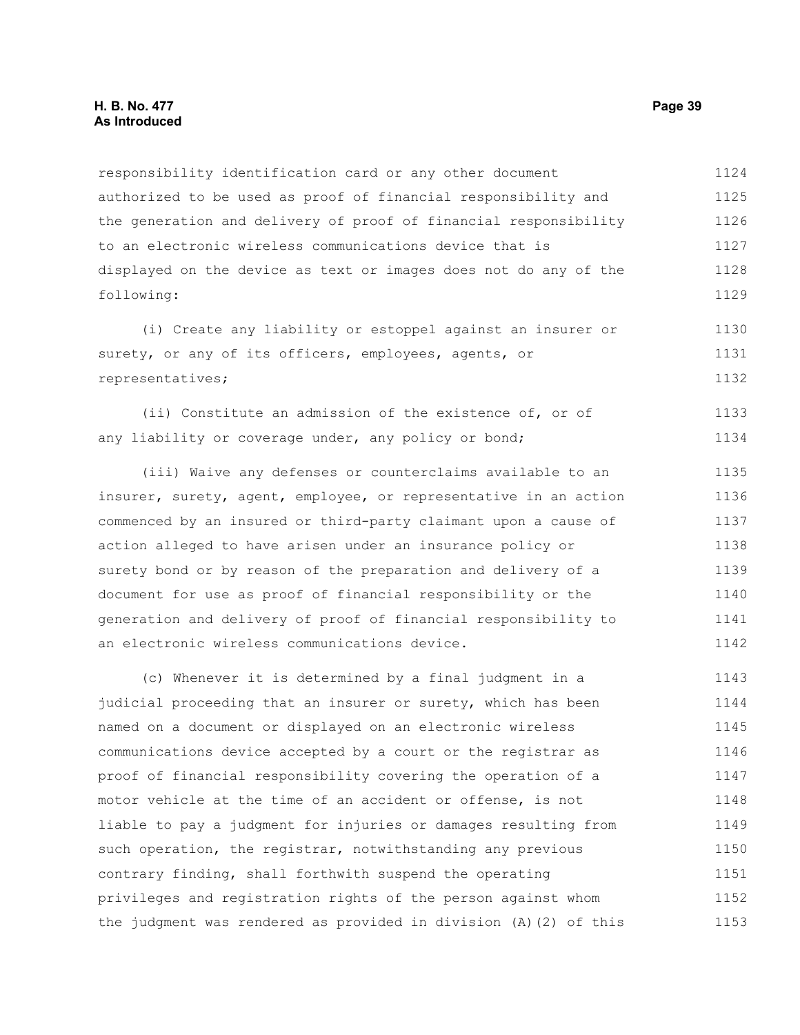responsibility identification card or any other document authorized to be used as proof of financial responsibility and the generation and delivery of proof of financial responsibility to an electronic wireless communications device that is displayed on the device as text or images does not do any of the following:

(i) Create any liability or estoppel against an insurer or surety, or any of its officers, employees, agents, or representatives;

(ii) Constitute an admission of the existence of, or of any liability or coverage under, any policy or bond;

(iii) Waive any defenses or counterclaims available to an insurer, surety, agent, employee, or representative in an action commenced by an insured or third-party claimant upon a cause of action alleged to have arisen under an insurance policy or surety bond or by reason of the preparation and delivery of a document for use as proof of financial responsibility or the generation and delivery of proof of financial responsibility to an electronic wireless communications device.

(c) Whenever it is determined by a final judgment in a judicial proceeding that an insurer or surety, which has been named on a document or displayed on an electronic wireless communications device accepted by a court or the registrar as proof of financial responsibility covering the operation of a motor vehicle at the time of an accident or offense, is not liable to pay a judgment for injuries or damages resulting from such operation, the registrar, notwithstanding any previous contrary finding, shall forthwith suspend the operating privileges and registration rights of the person against whom the judgment was rendered as provided in division (A)(2) of this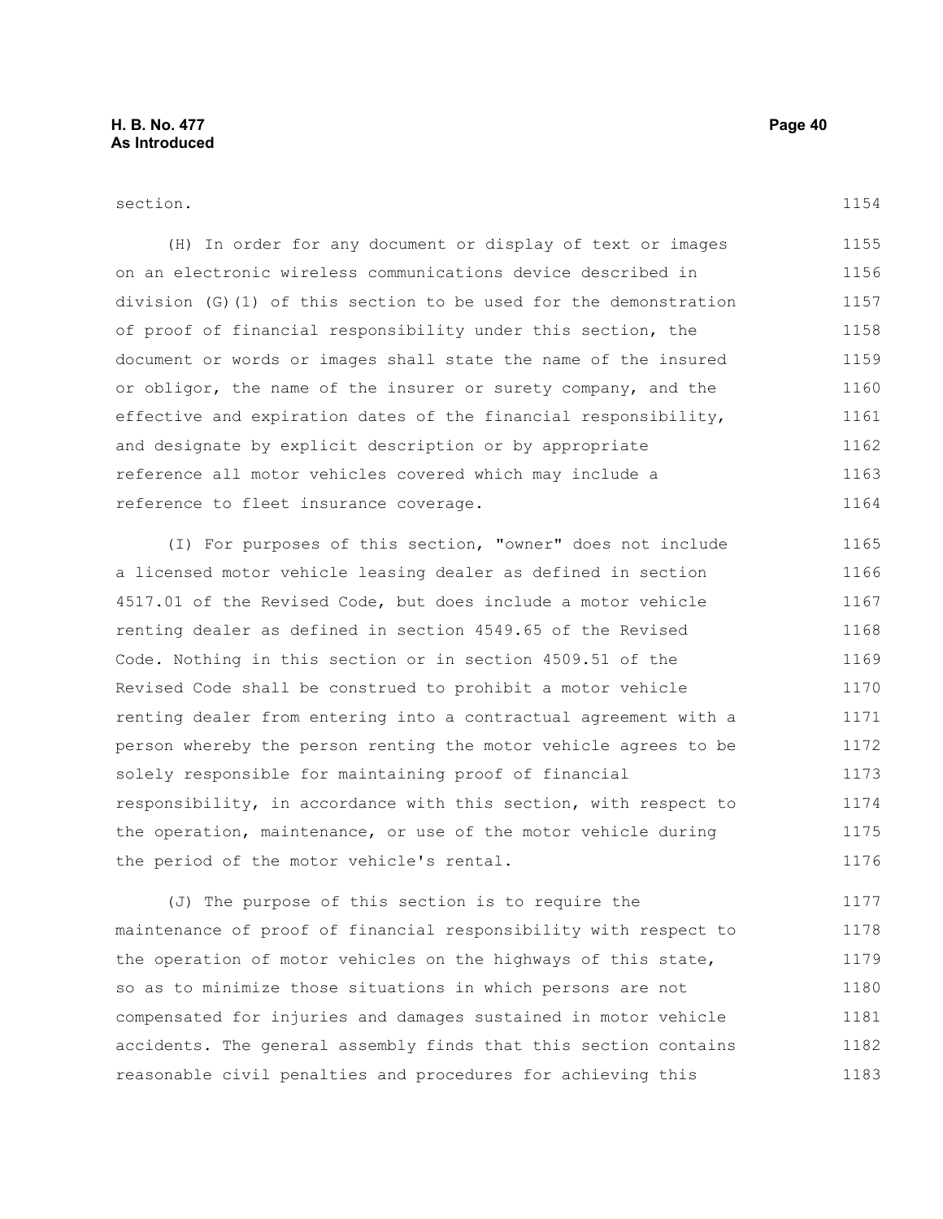section.

(H) In order for any document or display of text or images on an electronic wireless communications device described in division (G)(1) of this section to be used for the demonstration of proof of financial responsibility under this section, the document or words or images shall state the name of the insured or obligor, the name of the insurer or surety company, and the effective and expiration dates of the financial responsibility, and designate by explicit description or by appropriate reference all motor vehicles covered which may include a reference to fleet insurance coverage.

(I) For purposes of this section, "owner" does not include a licensed motor vehicle leasing dealer as defined in section 4517.01 of the Revised Code, but does include a motor vehicle renting dealer as defined in section 4549.65 of the Revised Code. Nothing in this section or in section 4509.51 of the Revised Code shall be construed to prohibit a motor vehicle renting dealer from entering into a contractual agreement with a person whereby the person renting the motor vehicle agrees to be solely responsible for maintaining proof of financial responsibility, in accordance with this section, with respect to the operation, maintenance, or use of the motor vehicle during the period of the motor vehicle's rental.

(J) The purpose of this section is to require the maintenance of proof of financial responsibility with respect to the operation of motor vehicles on the highways of this state, so as to minimize those situations in which persons are not compensated for injuries and damages sustained in motor vehicle accidents. The general assembly finds that this section contains reasonable civil penalties and procedures for achieving this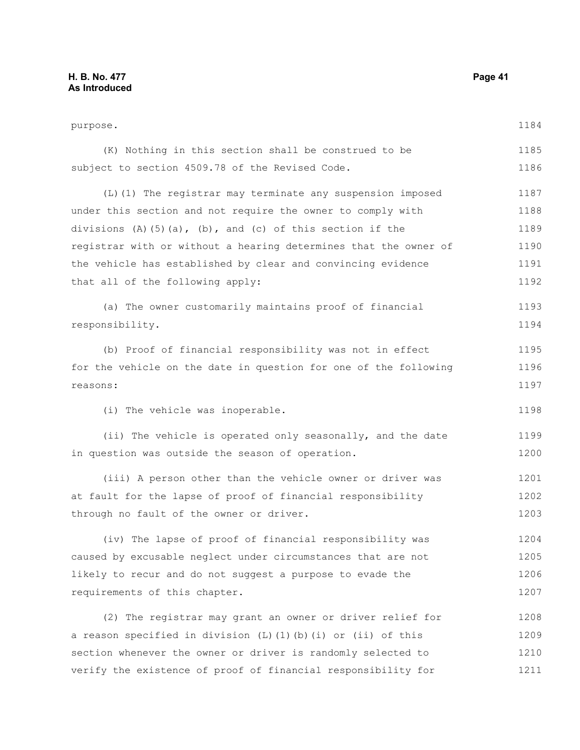purpose.

(K) Nothing in this section shall be construed to be subject to section 4509.78 of the Revised Code.

(L)(1) The registrar may terminate any suspension imposed under this section and not require the owner to comply with divisions (A)(5)(a), (b), and (c) of this section if the registrar with or without a hearing determines that the owner of the vehicle has established by clear and convincing evidence that all of the following apply:

(a) The owner customarily maintains proof of financial responsibility.

(b) Proof of financial responsibility was not in effect for the vehicle on the date in question for one of the following reasons:

(i) The vehicle was inoperable.

(ii) The vehicle is operated only seasonally, and the date in question was outside the season of operation.

(iii) A person other than the vehicle owner or driver was at fault for the lapse of proof of financial responsibility through no fault of the owner or driver.

(iv) The lapse of proof of financial responsibility was caused by excusable neglect under circumstances that are not likely to recur and do not suggest a purpose to evade the requirements of this chapter.

(2) The registrar may grant an owner or driver relief for a reason specified in division (L)(1)(b)(i) or (ii) of this section whenever the owner or driver is randomly selected to verify the existence of proof of financial responsibility for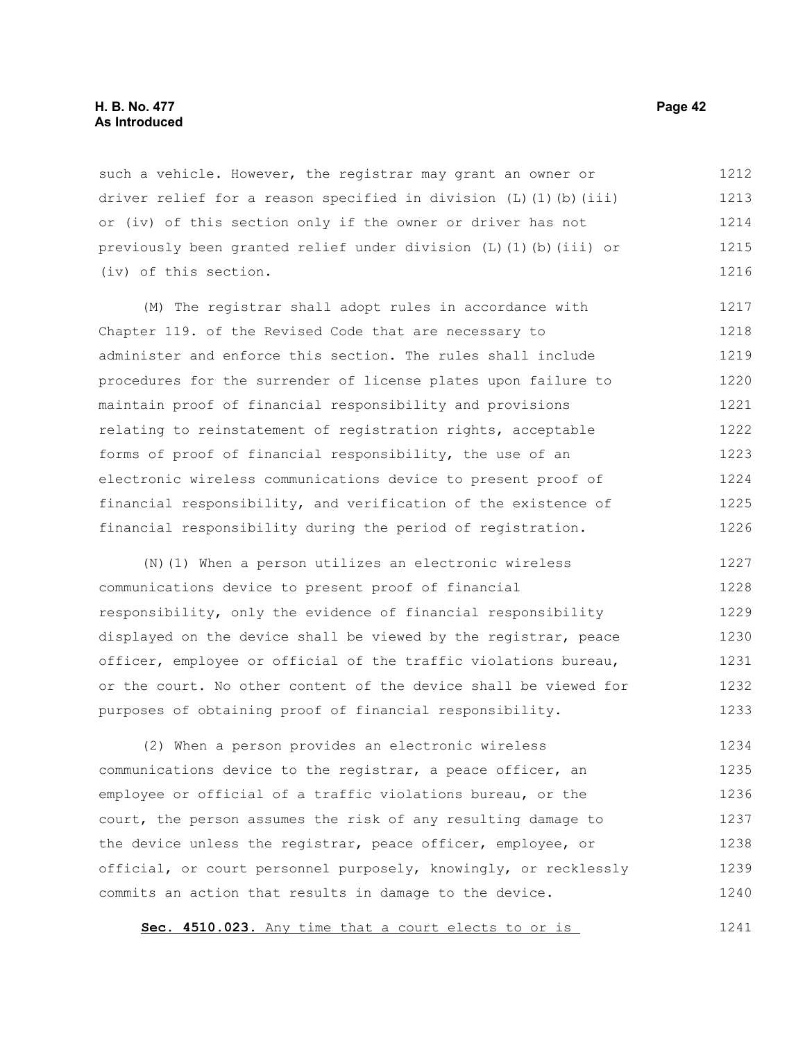such a vehicle. However, the registrar may grant an owner or driver relief for a reason specified in division (L)(1)(b)(iii) or (iv) of this section only if the owner or driver has not previously been granted relief under division (L)(1)(b)(iii) or (iv) of this section.

(M) The registrar shall adopt rules in accordance with Chapter 119. of the Revised Code that are necessary to administer and enforce this section. The rules shall include procedures for the surrender of license plates upon failure to maintain proof of financial responsibility and provisions relating to reinstatement of registration rights, acceptable forms of proof of financial responsibility, the use of an electronic wireless communications device to present proof of financial responsibility, and verification of the existence of financial responsibility during the period of registration.

(N)(1) When a person utilizes an electronic wireless communications device to present proof of financial responsibility, only the evidence of financial responsibility displayed on the device shall be viewed by the registrar, peace officer, employee or official of the traffic violations bureau, or the court. No other content of the device shall be viewed for purposes of obtaining proof of financial responsibility.

(2) When a person provides an electronic wireless communications device to the registrar, a peace officer, an employee or official of a traffic violations bureau, or the court, the person assumes the risk of any resulting damage to the device unless the registrar, peace officer, employee, or official, or court personnel purposely, knowingly, or recklessly commits an action that results in damage to the device.

<u>**Sec. 4510.023.** Any time that a court elects to or is</u>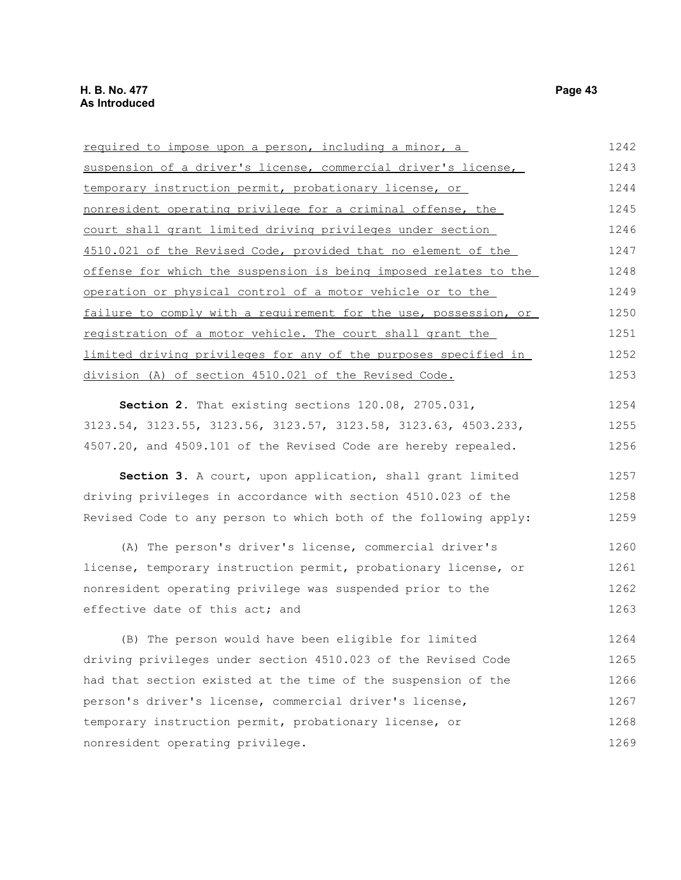required to impose upon a person, including a minor, a suspension of a driver's license, commercial driver's license, temporary instruction permit, probationary license, or nonresident operating privilege for a criminal offense, the court shall grant limited driving privileges under section 4510.021 of the Revised Code, provided that no element of the offense for which the suspension is being imposed relates to the operation or physical control of a motor vehicle or to the failure to comply with a requirement for the use, possession, or registration of a motor vehicle. The court shall grant the limited driving privileges for any of the purposes specified in division (A) of section 4510.021 of the Revised Code.

**Section 2.** That existing sections 120.08, 2705.031, 3123.54, 3123.55, 3123.56, 3123.57, 3123.58, 3123.63, 4503.233, 4507.20, and 4509.101 of the Revised Code are hereby repealed.

**Section 3.** A court, upon application, shall grant limited driving privileges in accordance with section 4510.023 of the Revised Code to any person to which both of the following apply:

(A) The person's driver's license, commercial driver's license, temporary instruction permit, probationary license, or nonresident operating privilege was suspended prior to the effective date of this act; and

(B) The person would have been eligible for limited driving privileges under section 4510.023 of the Revised Code had that section existed at the time of the suspension of the person's driver's license, commercial driver's license, temporary instruction permit, probationary license, or nonresident operating privilege.